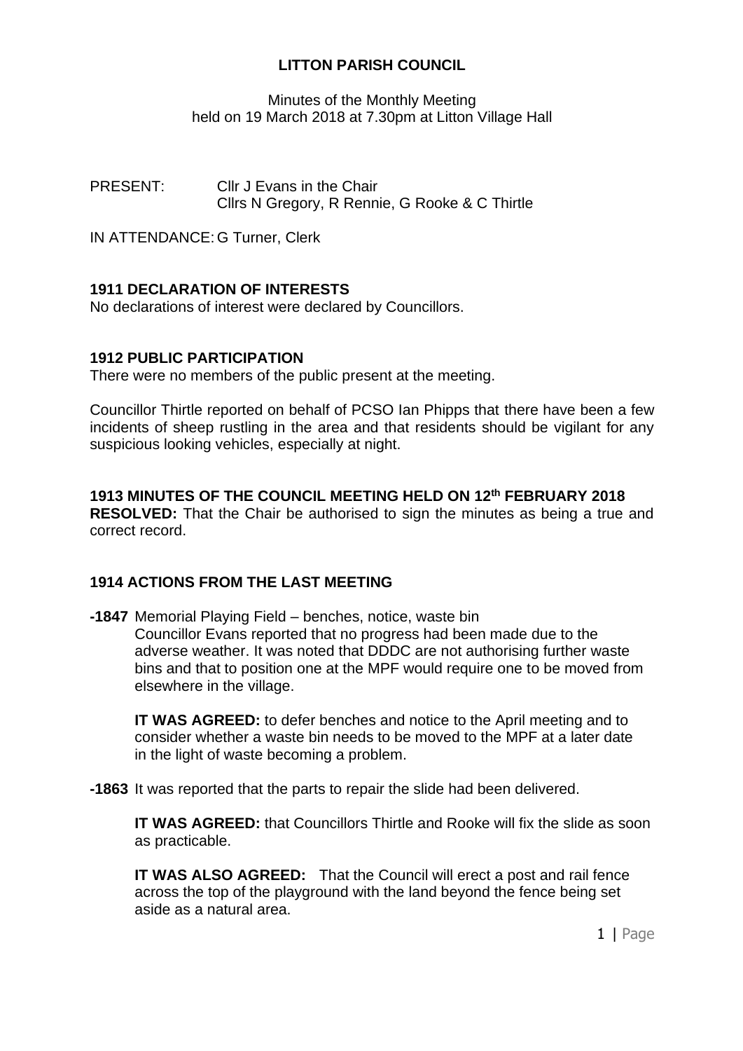# LITTON PARISH COUNCIL

Minutes of the Monthly Meeting
held on 19 March 2018 at 7.30pm at Litton Village Hall

PRESENT: Cllr J Evans in the Chair
Cllrs N Gregory, R Rennie, G Rooke & C Thirtle

IN ATTENDANCE: G Turner, Clerk

## 1911 DECLARATION OF INTERESTS

No declarations of interest were declared by Councillors.

## 1912 PUBLIC PARTICIPATION

There were no members of the public present at the meeting.

Councillor Thirtle reported on behalf of PCSO Ian Phipps that there have been a few incidents of sheep rustling in the area and that residents should be vigilant for any suspicious looking vehicles, especially at night.

## 1913 MINUTES OF THE COUNCIL MEETING HELD ON 12th FEBRUARY 2018

**RESOLVED:** That the Chair be authorised to sign the minutes as being a true and correct record.

## 1914 ACTIONS FROM THE LAST MEETING

**-1847** Memorial Playing Field – benches, notice, waste bin
Councillor Evans reported that no progress had been made due to the adverse weather. It was noted that DDDC are not authorising further waste bins and that to position one at the MPF would require one to be moved from elsewhere in the village.

**IT WAS AGREED:** to defer benches and notice to the April meeting and to consider whether a waste bin needs to be moved to the MPF at a later date in the light of waste becoming a problem.

**-1863** It was reported that the parts to repair the slide had been delivered.

**IT WAS AGREED:** that Councillors Thirtle and Rooke will fix the slide as soon as practicable.

**IT WAS ALSO AGREED:** That the Council will erect a post and rail fence across the top of the playground with the land beyond the fence being set aside as a natural area.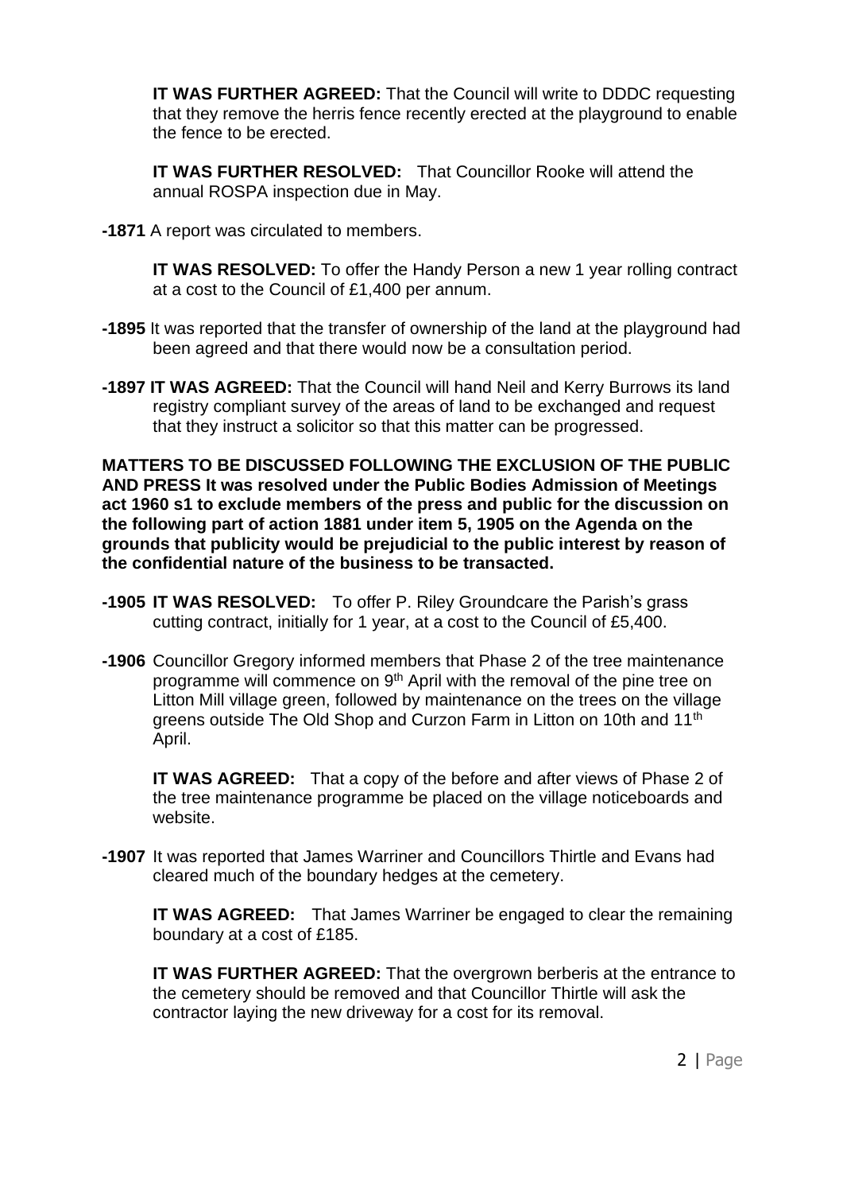**IT WAS FURTHER AGREED:** That the Council will write to DDDC requesting that they remove the herris fence recently erected at the playground to enable the fence to be erected.

**IT WAS FURTHER RESOLVED:** That Councillor Rooke will attend the annual ROSPA inspection due in May.

**-1871** A report was circulated to members.

**IT WAS RESOLVED:** To offer the Handy Person a new 1 year rolling contract at a cost to the Council of £1,400 per annum.

**-1895** It was reported that the transfer of ownership of the land at the playground had been agreed and that there would now be a consultation period.

**-1897 IT WAS AGREED:** That the Council will hand Neil and Kerry Burrows its land registry compliant survey of the areas of land to be exchanged and request that they instruct a solicitor so that this matter can be progressed.

**MATTERS TO BE DISCUSSED FOLLOWING THE EXCLUSION OF THE PUBLIC AND PRESS It was resolved under the Public Bodies Admission of Meetings act 1960 s1 to exclude members of the press and public for the discussion on the following part of action 1881 under item 5, 1905 on the Agenda on the grounds that publicity would be prejudicial to the public interest by reason of the confidential nature of the business to be transacted.**

**-1905 IT WAS RESOLVED:** To offer P. Riley Groundcare the Parish's grass cutting contract, initially for 1 year, at a cost to the Council of £5,400.

**-1906** Councillor Gregory informed members that Phase 2 of the tree maintenance programme will commence on 9th April with the removal of the pine tree on Litton Mill village green, followed by maintenance on the trees on the village greens outside The Old Shop and Curzon Farm in Litton on 10th and 11th April.

**IT WAS AGREED:** That a copy of the before and after views of Phase 2 of the tree maintenance programme be placed on the village noticeboards and website.

**-1907** It was reported that James Warriner and Councillors Thirtle and Evans had cleared much of the boundary hedges at the cemetery.

**IT WAS AGREED:** That James Warriner be engaged to clear the remaining boundary at a cost of £185.

**IT WAS FURTHER AGREED:** That the overgrown berberis at the entrance to the cemetery should be removed and that Councillor Thirtle will ask the contractor laying the new driveway for a cost for its removal.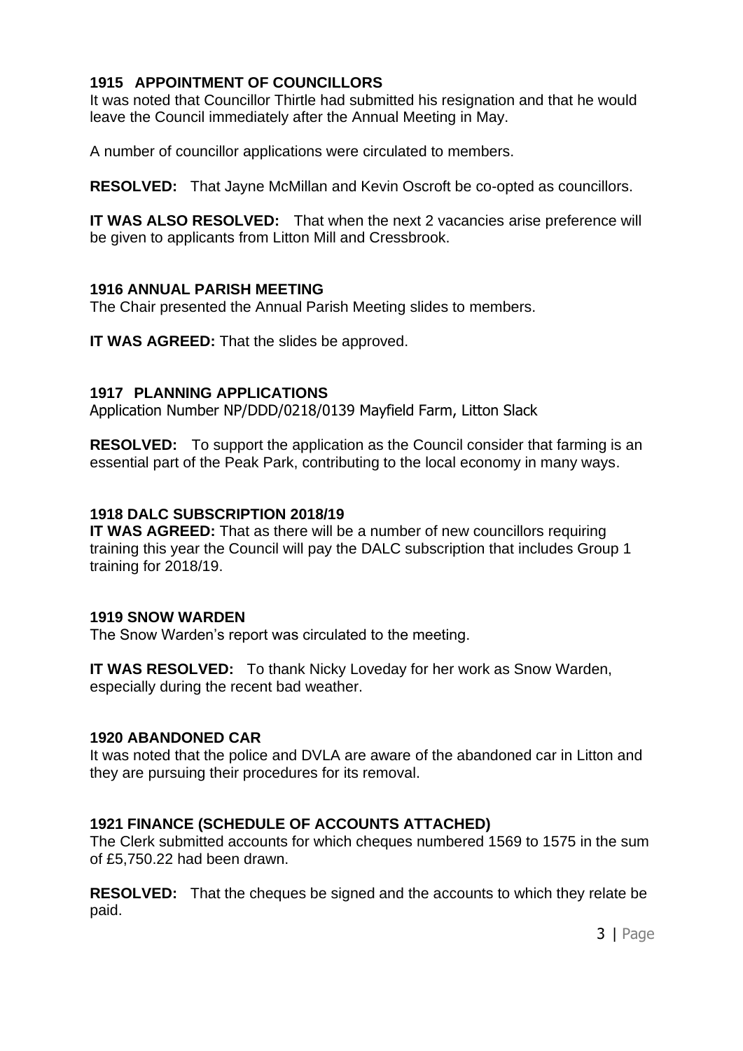## 1915 APPOINTMENT OF COUNCILLORS

It was noted that Councillor Thirtle had submitted his resignation and that he would leave the Council immediately after the Annual Meeting in May.

A number of councillor applications were circulated to members.

**RESOLVED:** That Jayne McMillan and Kevin Oscroft be co-opted as councillors.

**IT WAS ALSO RESOLVED:** That when the next 2 vacancies arise preference will be given to applicants from Litton Mill and Cressbrook.

## 1916 ANNUAL PARISH MEETING

The Chair presented the Annual Parish Meeting slides to members.

**IT WAS AGREED:** That the slides be approved.

## 1917 PLANNING APPLICATIONS

Application Number NP/DDD/0218/0139 Mayfield Farm, Litton Slack

**RESOLVED:** To support the application as the Council consider that farming is an essential part of the Peak Park, contributing to the local economy in many ways.

## 1918 DALC SUBSCRIPTION 2018/19

**IT WAS AGREED:** That as there will be a number of new councillors requiring training this year the Council will pay the DALC subscription that includes Group 1 training for 2018/19.

## 1919 SNOW WARDEN

The Snow Warden's report was circulated to the meeting.

**IT WAS RESOLVED:** To thank Nicky Loveday for her work as Snow Warden, especially during the recent bad weather.

## 1920 ABANDONED CAR

It was noted that the police and DVLA are aware of the abandoned car in Litton and they are pursuing their procedures for its removal.

## 1921 FINANCE (SCHEDULE OF ACCOUNTS ATTACHED)

The Clerk submitted accounts for which cheques numbered 1569 to 1575 in the sum of £5,750.22 had been drawn.

**RESOLVED:** That the cheques be signed and the accounts to which they relate be paid.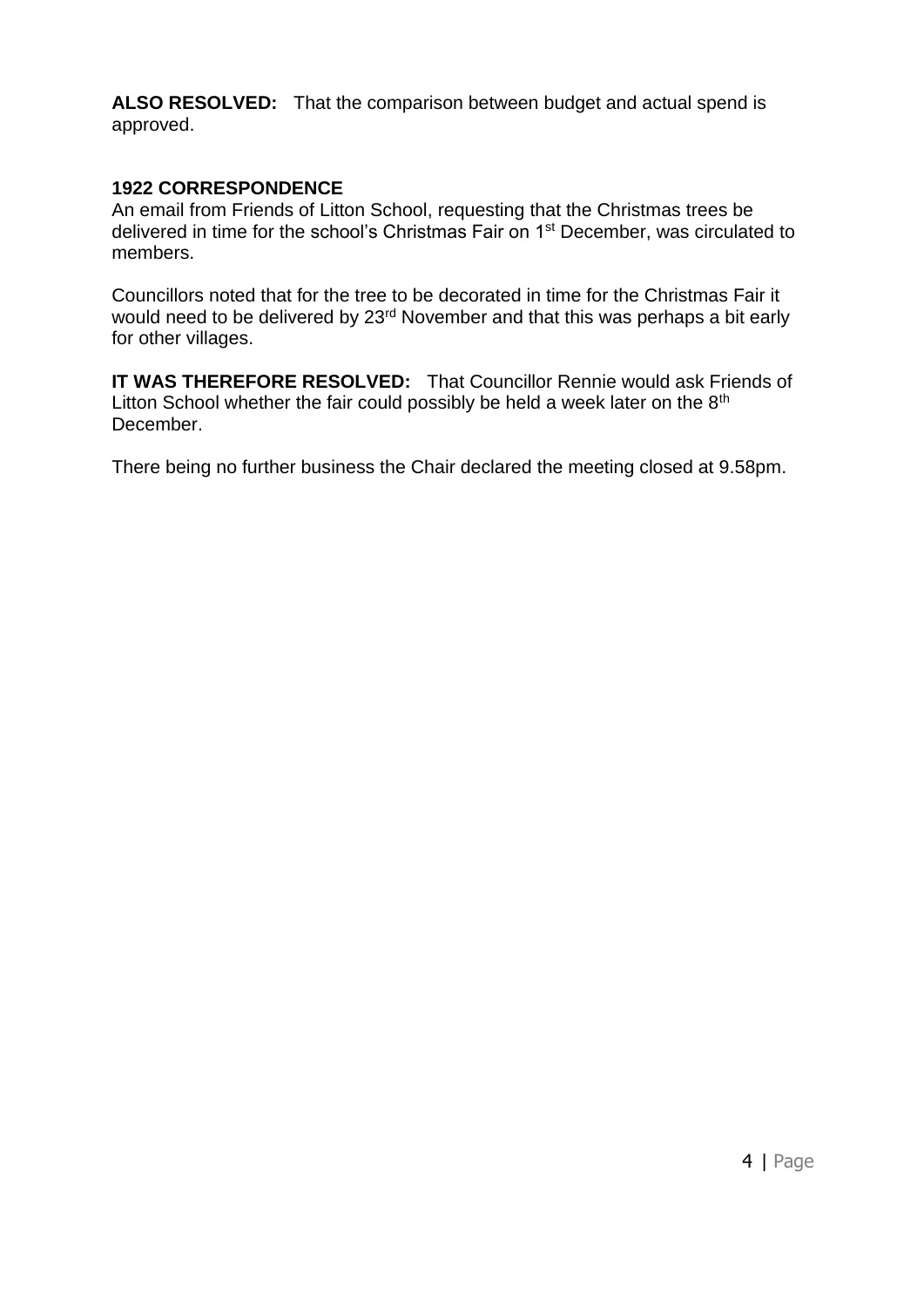**ALSO RESOLVED:** That the comparison between budget and actual spend is approved.

**1922 CORRESPONDENCE**

An email from Friends of Litton School, requesting that the Christmas trees be delivered in time for the school's Christmas Fair on 1st December, was circulated to members.

Councillors noted that for the tree to be decorated in time for the Christmas Fair it would need to be delivered by 23rd November and that this was perhaps a bit early for other villages.

**IT WAS THEREFORE RESOLVED:** That Councillor Rennie would ask Friends of Litton School whether the fair could possibly be held a week later on the 8th December.

There being no further business the Chair declared the meeting closed at 9.58pm.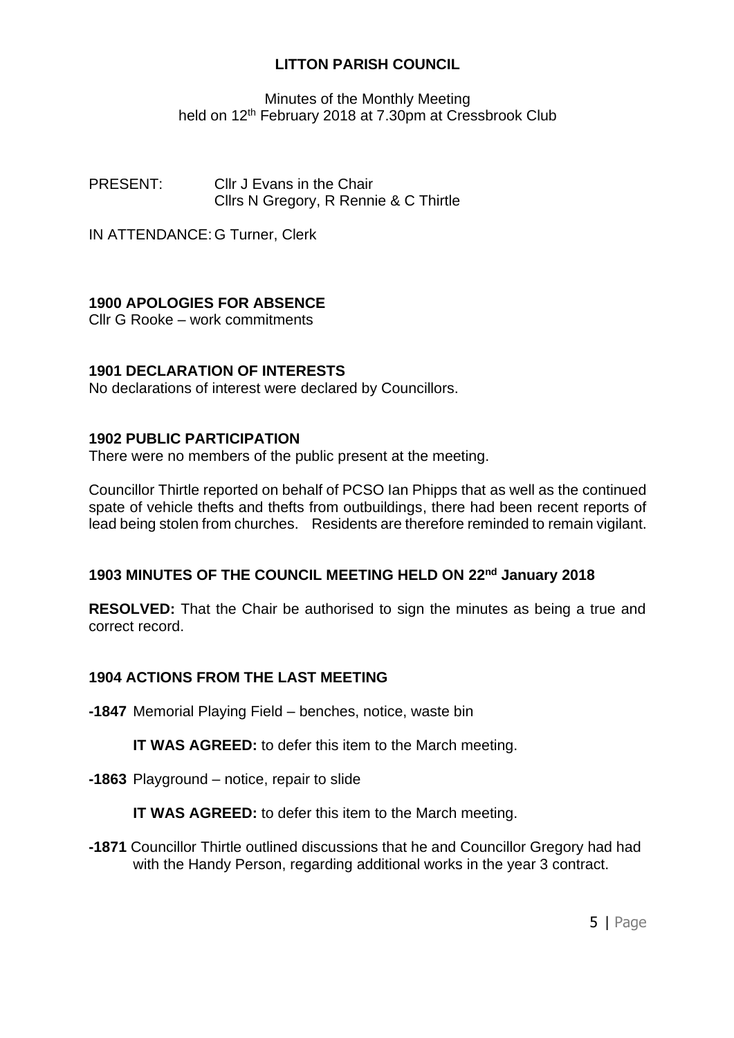# LITTON PARISH COUNCIL

Minutes of the Monthly Meeting
held on 12th February 2018 at 7.30pm at Cressbrook Club

PRESENT: Cllr J Evans in the Chair
Cllrs N Gregory, R Rennie & C Thirtle

IN ATTENDANCE: G Turner, Clerk

## 1900 APOLOGIES FOR ABSENCE

Cllr G Rooke – work commitments

## 1901 DECLARATION OF INTERESTS

No declarations of interest were declared by Councillors.

## 1902 PUBLIC PARTICIPATION

There were no members of the public present at the meeting.

Councillor Thirtle reported on behalf of PCSO Ian Phipps that as well as the continued spate of vehicle thefts and thefts from outbuildings, there had been recent reports of lead being stolen from churches. Residents are therefore reminded to remain vigilant.

## 1903 MINUTES OF THE COUNCIL MEETING HELD ON 22nd January 2018

**RESOLVED:** That the Chair be authorised to sign the minutes as being a true and correct record.

## 1904 ACTIONS FROM THE LAST MEETING

**-1847** Memorial Playing Field – benches, notice, waste bin

**IT WAS AGREED:** to defer this item to the March meeting.

**-1863** Playground – notice, repair to slide

**IT WAS AGREED:** to defer this item to the March meeting.

**-1871** Councillor Thirtle outlined discussions that he and Councillor Gregory had had with the Handy Person, regarding additional works in the year 3 contract.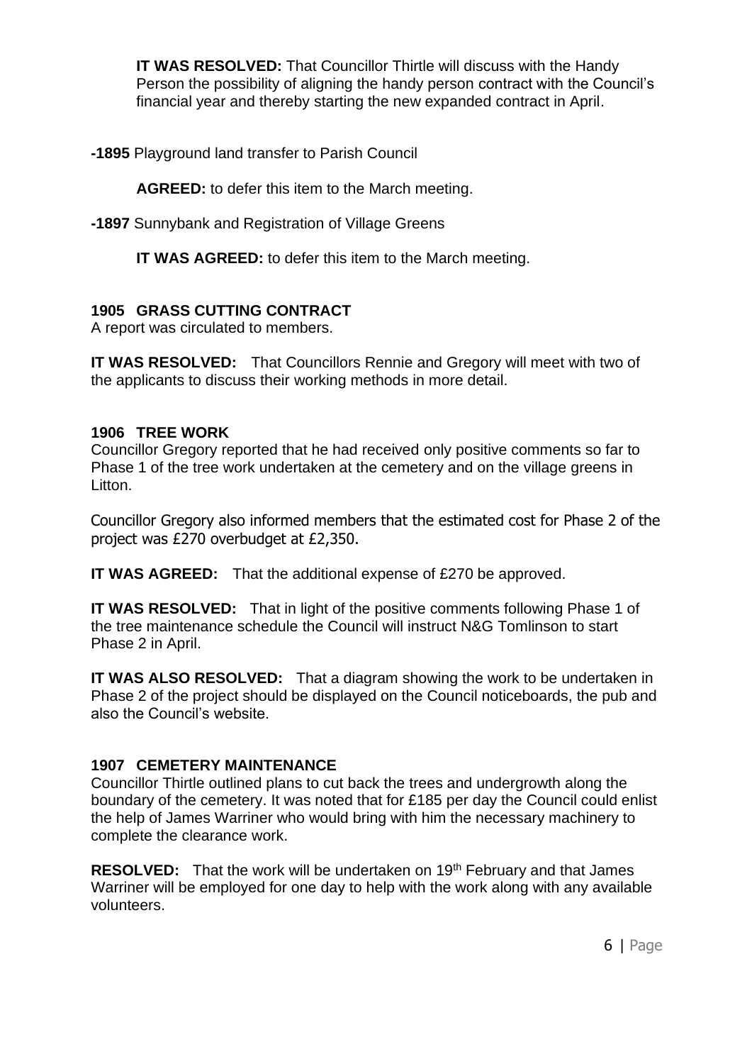**IT WAS RESOLVED:** That Councillor Thirtle will discuss with the Handy Person the possibility of aligning the handy person contract with the Council's financial year and thereby starting the new expanded contract in April.

**-1895** Playground land transfer to Parish Council

**AGREED:** to defer this item to the March meeting.

**-1897** Sunnybank and Registration of Village Greens

**IT WAS AGREED:** to defer this item to the March meeting.

### 1905 GRASS CUTTING CONTRACT

A report was circulated to members.

**IT WAS RESOLVED:** That Councillors Rennie and Gregory will meet with two of the applicants to discuss their working methods in more detail.

### 1906 TREE WORK

Councillor Gregory reported that he had received only positive comments so far to Phase 1 of the tree work undertaken at the cemetery and on the village greens in Litton.

Councillor Gregory also informed members that the estimated cost for Phase 2 of the project was £270 overbudget at £2,350.

**IT WAS AGREED:** That the additional expense of £270 be approved.

**IT WAS RESOLVED:** That in light of the positive comments following Phase 1 of the tree maintenance schedule the Council will instruct N&G Tomlinson to start Phase 2 in April.

**IT WAS ALSO RESOLVED:** That a diagram showing the work to be undertaken in Phase 2 of the project should be displayed on the Council noticeboards, the pub and also the Council's website.

### 1907 CEMETERY MAINTENANCE

Councillor Thirtle outlined plans to cut back the trees and undergrowth along the boundary of the cemetery. It was noted that for £185 per day the Council could enlist the help of James Warriner who would bring with him the necessary machinery to complete the clearance work.

**RESOLVED:** That the work will be undertaken on 19th February and that James Warriner will be employed for one day to help with the work along with any available volunteers.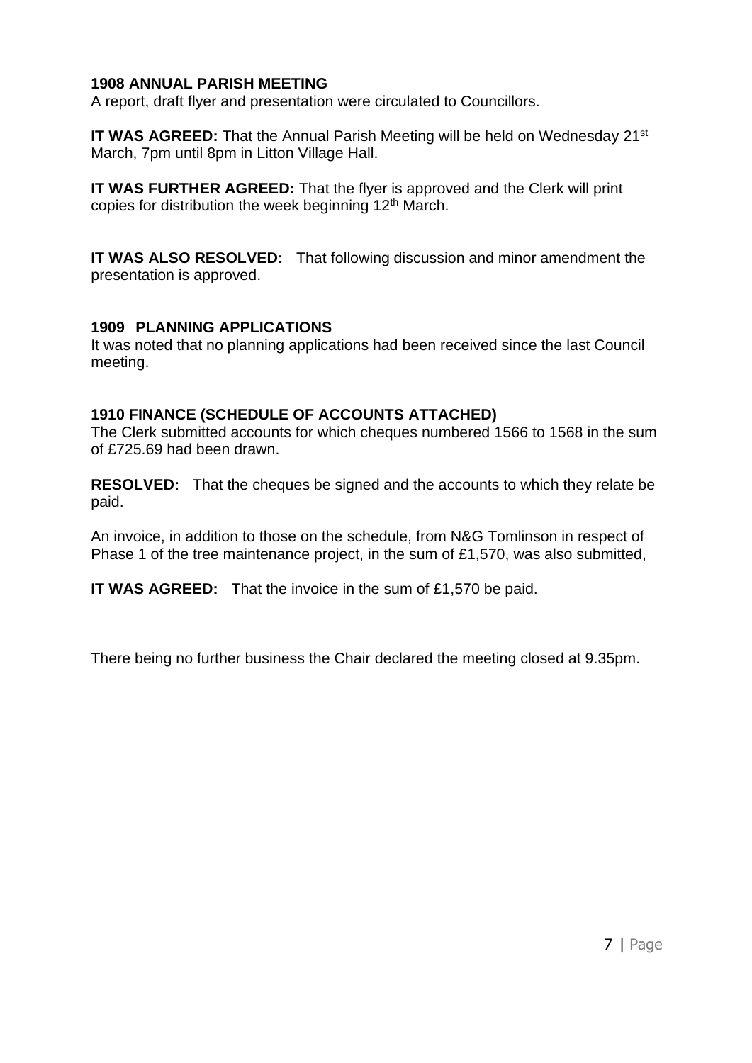**1908 ANNUAL PARISH MEETING**

A report, draft flyer and presentation were circulated to Councillors.

**IT WAS AGREED:** That the Annual Parish Meeting will be held on Wednesday 21st March, 7pm until 8pm in Litton Village Hall.

**IT WAS FURTHER AGREED:** That the flyer is approved and the Clerk will print copies for distribution the week beginning 12th March.

**IT WAS ALSO RESOLVED:** That following discussion and minor amendment the presentation is approved.

**1909 PLANNING APPLICATIONS**

It was noted that no planning applications had been received since the last Council meeting.

**1910 FINANCE (SCHEDULE OF ACCOUNTS ATTACHED)**

The Clerk submitted accounts for which cheques numbered 1566 to 1568 in the sum of £725.69 had been drawn.

**RESOLVED:** That the cheques be signed and the accounts to which they relate be paid.

An invoice, in addition to those on the schedule, from N&G Tomlinson in respect of Phase 1 of the tree maintenance project, in the sum of £1,570, was also submitted,

**IT WAS AGREED:** That the invoice in the sum of £1,570 be paid.

There being no further business the Chair declared the meeting closed at 9.35pm.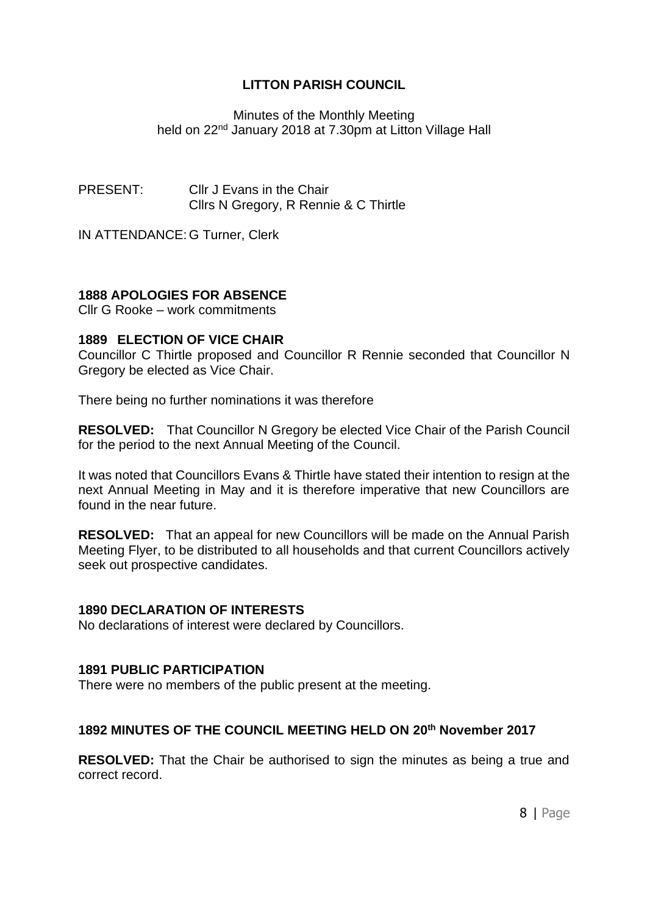# LITTON PARISH COUNCIL

Minutes of the Monthly Meeting
held on 22nd January 2018 at 7.30pm at Litton Village Hall

PRESENT: Cllr J Evans in the Chair
Cllrs N Gregory, R Rennie & C Thirtle

IN ATTENDANCE: G Turner, Clerk

**1888 APOLOGIES FOR ABSENCE**

Cllr G Rooke – work commitments

**1889 ELECTION OF VICE CHAIR**

Councillor C Thirtle proposed and Councillor R Rennie seconded that Councillor N Gregory be elected as Vice Chair.

There being no further nominations it was therefore

**RESOLVED:** That Councillor N Gregory be elected Vice Chair of the Parish Council for the period to the next Annual Meeting of the Council.

It was noted that Councillors Evans & Thirtle have stated their intention to resign at the next Annual Meeting in May and it is therefore imperative that new Councillors are found in the near future.

**RESOLVED:** That an appeal for new Councillors will be made on the Annual Parish Meeting Flyer, to be distributed to all households and that current Councillors actively seek out prospective candidates.

**1890 DECLARATION OF INTERESTS**

No declarations of interest were declared by Councillors.

**1891 PUBLIC PARTICIPATION**

There were no members of the public present at the meeting.

**1892 MINUTES OF THE COUNCIL MEETING HELD ON 20th November 2017**

**RESOLVED:** That the Chair be authorised to sign the minutes as being a true and correct record.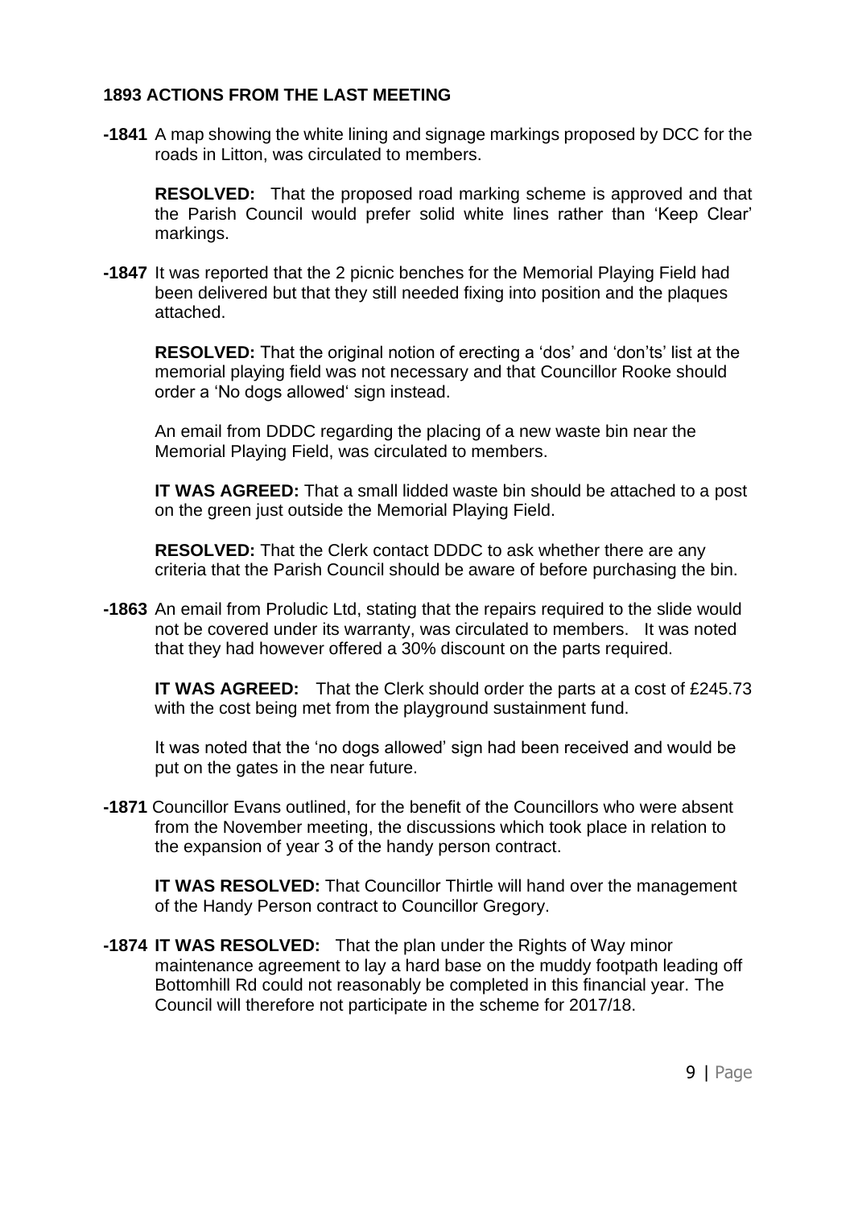**1893 ACTIONS FROM THE LAST MEETING**

**-1841** A map showing the white lining and signage markings proposed by DCC for the roads in Litton, was circulated to members.

**RESOLVED:** That the proposed road marking scheme is approved and that the Parish Council would prefer solid white lines rather than 'Keep Clear' markings.

**-1847** It was reported that the 2 picnic benches for the Memorial Playing Field had been delivered but that they still needed fixing into position and the plaques attached.

**RESOLVED:** That the original notion of erecting a 'dos' and 'don'ts' list at the memorial playing field was not necessary and that Councillor Rooke should order a 'No dogs allowed' sign instead.

An email from DDDC regarding the placing of a new waste bin near the Memorial Playing Field, was circulated to members.

**IT WAS AGREED:** That a small lidded waste bin should be attached to a post on the green just outside the Memorial Playing Field.

**RESOLVED:** That the Clerk contact DDDC to ask whether there are any criteria that the Parish Council should be aware of before purchasing the bin.

**-1863** An email from Proludic Ltd, stating that the repairs required to the slide would not be covered under its warranty, was circulated to members. It was noted that they had however offered a 30% discount on the parts required.

**IT WAS AGREED:** That the Clerk should order the parts at a cost of £245.73 with the cost being met from the playground sustainment fund.

It was noted that the 'no dogs allowed' sign had been received and would be put on the gates in the near future.

**-1871** Councillor Evans outlined, for the benefit of the Councillors who were absent from the November meeting, the discussions which took place in relation to the expansion of year 3 of the handy person contract.

**IT WAS RESOLVED:** That Councillor Thirtle will hand over the management of the Handy Person contract to Councillor Gregory.

**-1874 IT WAS RESOLVED:** That the plan under the Rights of Way minor maintenance agreement to lay a hard base on the muddy footpath leading off Bottomhill Rd could not reasonably be completed in this financial year. The Council will therefore not participate in the scheme for 2017/18.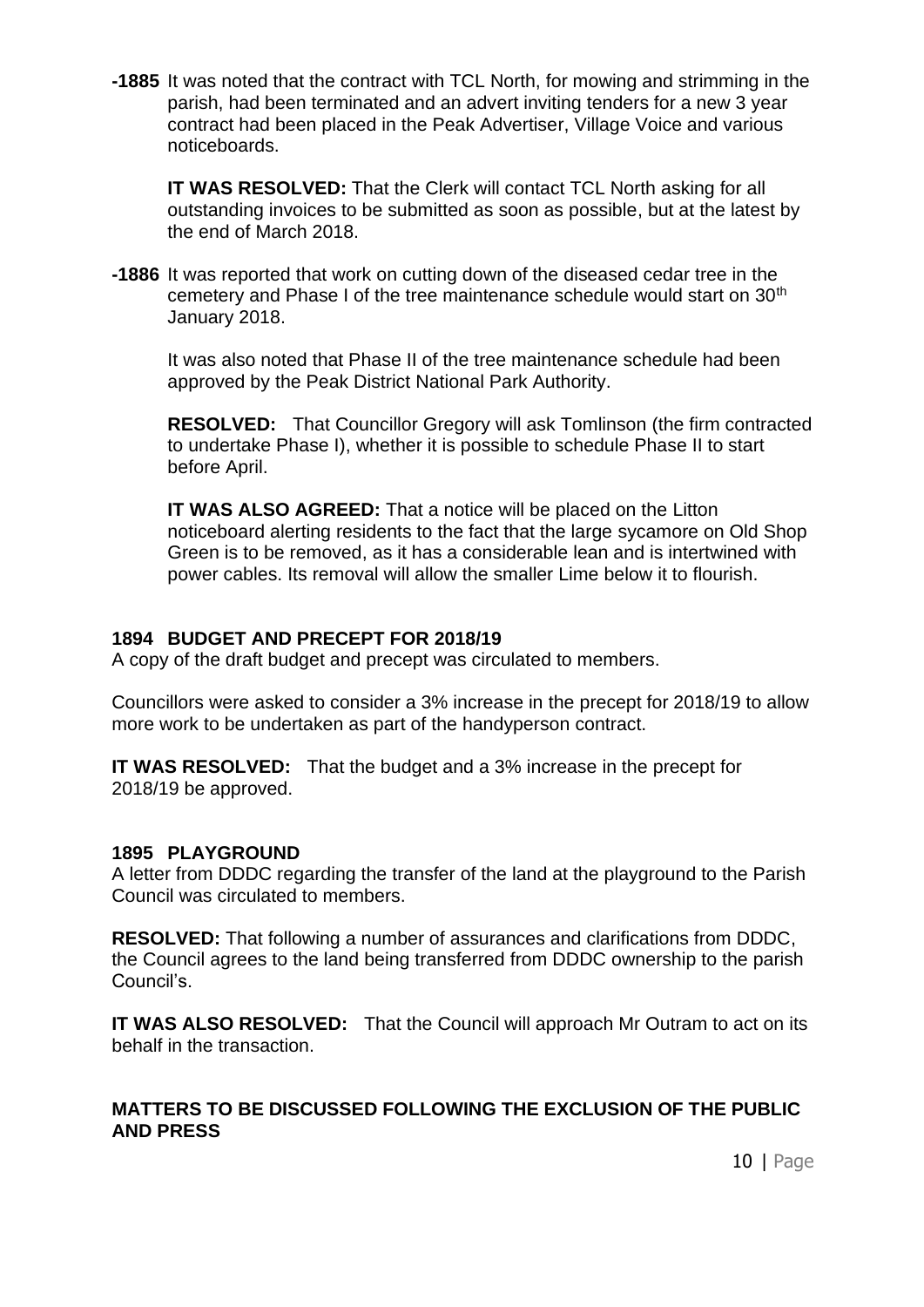**-1885** It was noted that the contract with TCL North, for mowing and strimming in the parish, had been terminated and an advert inviting tenders for a new 3 year contract had been placed in the Peak Advertiser, Village Voice and various noticeboards.

**IT WAS RESOLVED:** That the Clerk will contact TCL North asking for all outstanding invoices to be submitted as soon as possible, but at the latest by the end of March 2018.

**-1886** It was reported that work on cutting down of the diseased cedar tree in the cemetery and Phase I of the tree maintenance schedule would start on 30th January 2018.

It was also noted that Phase II of the tree maintenance schedule had been approved by the Peak District National Park Authority.

**RESOLVED:** That Councillor Gregory will ask Tomlinson (the firm contracted to undertake Phase I), whether it is possible to schedule Phase II to start before April.

**IT WAS ALSO AGREED:** That a notice will be placed on the Litton noticeboard alerting residents to the fact that the large sycamore on Old Shop Green is to be removed, as it has a considerable lean and is intertwined with power cables. Its removal will allow the smaller Lime below it to flourish.

**1894 BUDGET AND PRECEPT FOR 2018/19**

A copy of the draft budget and precept was circulated to members.

Councillors were asked to consider a 3% increase in the precept for 2018/19 to allow more work to be undertaken as part of the handyperson contract.

**IT WAS RESOLVED:** That the budget and a 3% increase in the precept for 2018/19 be approved.

**1895 PLAYGROUND**

A letter from DDDC regarding the transfer of the land at the playground to the Parish Council was circulated to members.

**RESOLVED:** That following a number of assurances and clarifications from DDDC, the Council agrees to the land being transferred from DDDC ownership to the parish Council's.

**IT WAS ALSO RESOLVED:** That the Council will approach Mr Outram to act on its behalf in the transaction.

**MATTERS TO BE DISCUSSED FOLLOWING THE EXCLUSION OF THE PUBLIC AND PRESS**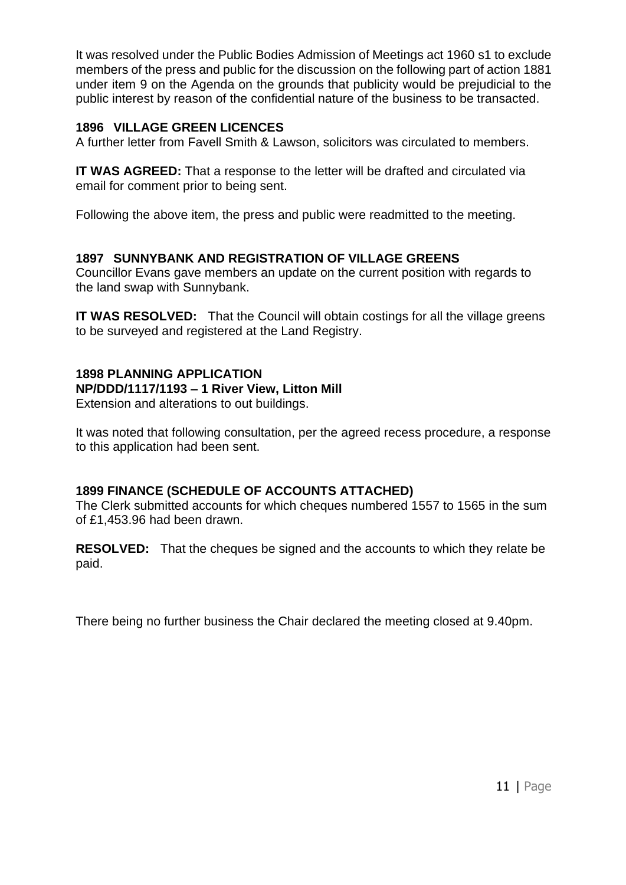It was resolved under the Public Bodies Admission of Meetings act 1960 s1 to exclude members of the press and public for the discussion on the following part of action 1881 under item 9 on the Agenda on the grounds that publicity would be prejudicial to the public interest by reason of the confidential nature of the business to be transacted.

**1896 VILLAGE GREEN LICENCES**

A further letter from Favell Smith & Lawson, solicitors was circulated to members.

**IT WAS AGREED:** That a response to the letter will be drafted and circulated via email for comment prior to being sent.

Following the above item, the press and public were readmitted to the meeting.

**1897 SUNNYBANK AND REGISTRATION OF VILLAGE GREENS**

Councillor Evans gave members an update on the current position with regards to the land swap with Sunnybank.

**IT WAS RESOLVED:** That the Council will obtain costings for all the village greens to be surveyed and registered at the Land Registry.

**1898 PLANNING APPLICATION**

**NP/DDD/1117/1193 – 1 River View, Litton Mill**

Extension and alterations to out buildings.

It was noted that following consultation, per the agreed recess procedure, a response to this application had been sent.

**1899 FINANCE (SCHEDULE OF ACCOUNTS ATTACHED)**

The Clerk submitted accounts for which cheques numbered 1557 to 1565 in the sum of £1,453.96 had been drawn.

**RESOLVED:** That the cheques be signed and the accounts to which they relate be paid.

There being no further business the Chair declared the meeting closed at 9.40pm.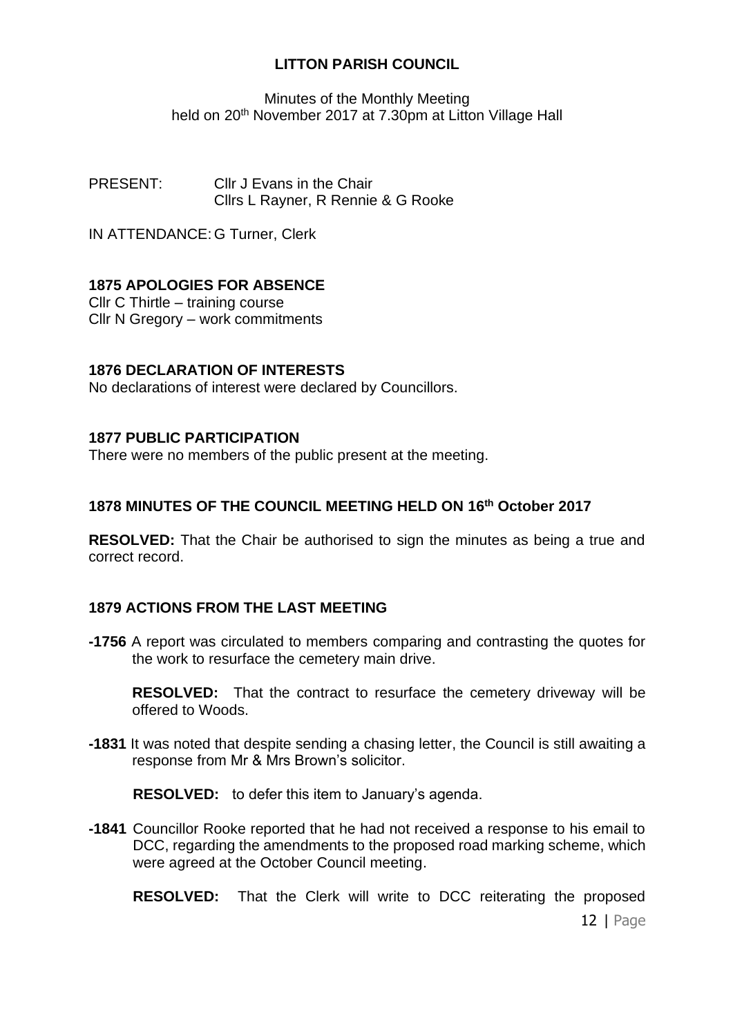**LITTON PARISH COUNCIL**

Minutes of the Monthly Meeting
held on 20th November 2017 at 7.30pm at Litton Village Hall

PRESENT: Cllr J Evans in the Chair
Cllrs L Rayner, R Rennie & G Rooke

IN ATTENDANCE: G Turner, Clerk

**1875 APOLOGIES FOR ABSENCE**

Cllr C Thirtle – training course
Cllr N Gregory – work commitments

**1876 DECLARATION OF INTERESTS**

No declarations of interest were declared by Councillors.

**1877 PUBLIC PARTICIPATION**

There were no members of the public present at the meeting.

**1878 MINUTES OF THE COUNCIL MEETING HELD ON 16th October 2017**

**RESOLVED:** That the Chair be authorised to sign the minutes as being a true and correct record.

**1879 ACTIONS FROM THE LAST MEETING**

**-1756** A report was circulated to members comparing and contrasting the quotes for the work to resurface the cemetery main drive.

**RESOLVED:** That the contract to resurface the cemetery driveway will be offered to Woods.

**-1831** It was noted that despite sending a chasing letter, the Council is still awaiting a response from Mr & Mrs Brown's solicitor.

**RESOLVED:** to defer this item to January's agenda.

**-1841** Councillor Rooke reported that he had not received a response to his email to DCC, regarding the amendments to the proposed road marking scheme, which were agreed at the October Council meeting.

**RESOLVED:** That the Clerk will write to DCC reiterating the proposed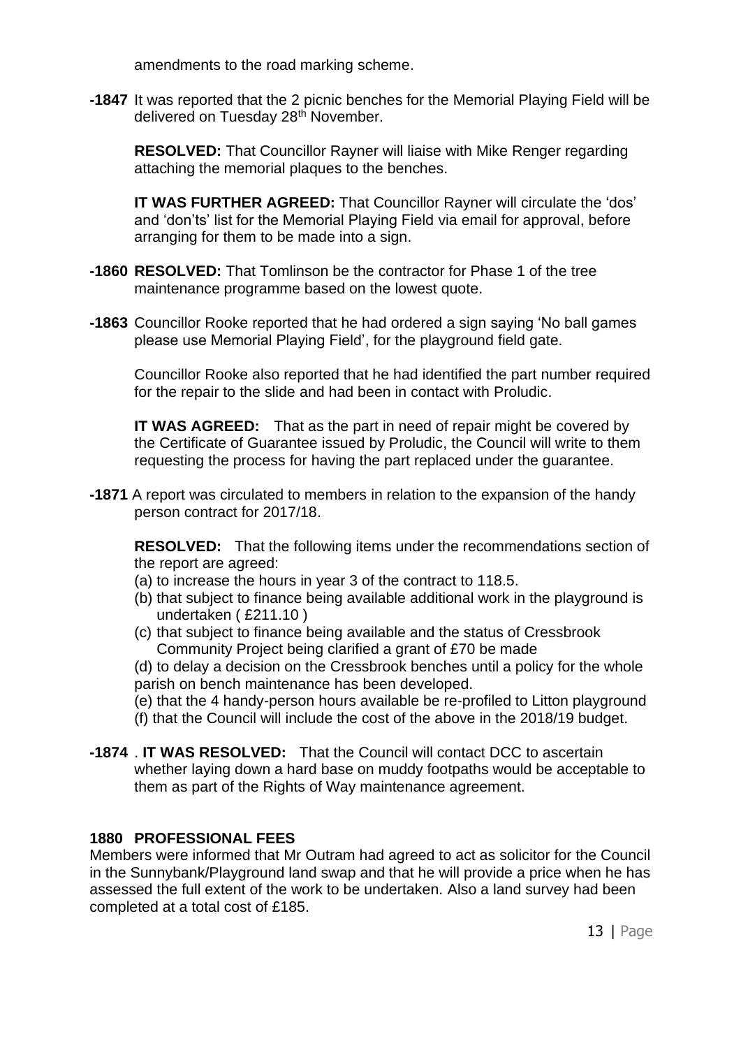amendments to the road marking scheme.

**-1847** It was reported that the 2 picnic benches for the Memorial Playing Field will be delivered on Tuesday 28th November.

**RESOLVED:** That Councillor Rayner will liaise with Mike Renger regarding attaching the memorial plaques to the benches.

**IT WAS FURTHER AGREED:** That Councillor Rayner will circulate the 'dos' and 'don'ts' list for the Memorial Playing Field via email for approval, before arranging for them to be made into a sign.

**-1860 RESOLVED:** That Tomlinson be the contractor for Phase 1 of the tree maintenance programme based on the lowest quote.

**-1863** Councillor Rooke reported that he had ordered a sign saying 'No ball games please use Memorial Playing Field', for the playground field gate.

Councillor Rooke also reported that he had identified the part number required for the repair to the slide and had been in contact with Proludic.

**IT WAS AGREED:** That as the part in need of repair might be covered by the Certificate of Guarantee issued by Proludic, the Council will write to them requesting the process for having the part replaced under the guarantee.

**-1871** A report was circulated to members in relation to the expansion of the handy person contract for 2017/18.

**RESOLVED:** That the following items under the recommendations section of the report are agreed:

(a) to increase the hours in year 3 of the contract to 118.5.
(b) that subject to finance being available additional work in the playground is undertaken ( £211.10 )
(c) that subject to finance being available and the status of Cressbrook Community Project being clarified a grant of £70 be made
(d) to delay a decision on the Cressbrook benches until a policy for the whole parish on bench maintenance has been developed.
(e) that the 4 handy-person hours available be re-profiled to Litton playground
(f) that the Council will include the cost of the above in the 2018/19 budget.

**-1874** . **IT WAS RESOLVED:** That the Council will contact DCC to ascertain whether laying down a hard base on muddy footpaths would be acceptable to them as part of the Rights of Way maintenance agreement.

## 1880 PROFESSIONAL FEES

Members were informed that Mr Outram had agreed to act as solicitor for the Council in the Sunnybank/Playground land swap and that he will provide a price when he has assessed the full extent of the work to be undertaken. Also a land survey had been completed at a total cost of £185.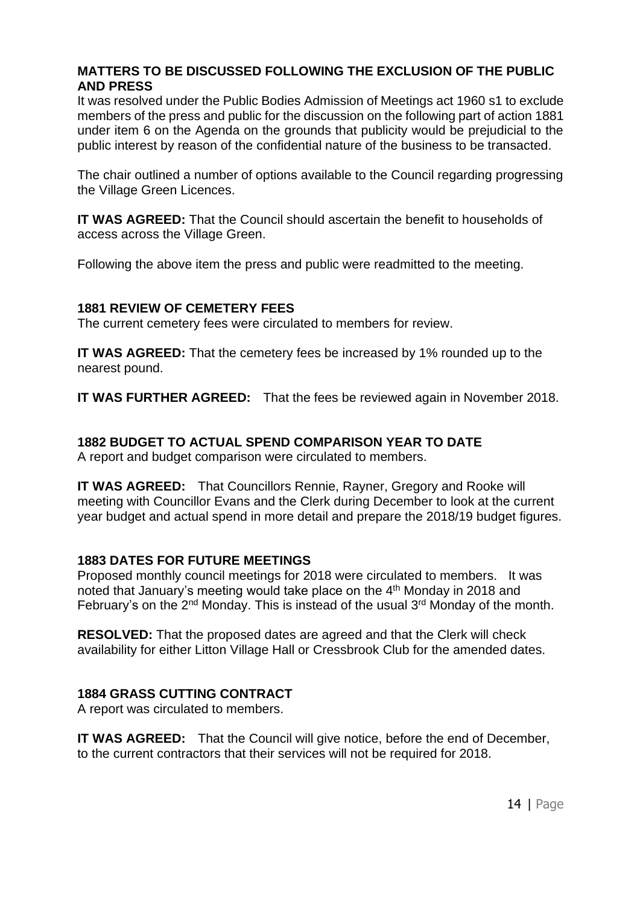**MATTERS TO BE DISCUSSED FOLLOWING THE EXCLUSION OF THE PUBLIC AND PRESS**

It was resolved under the Public Bodies Admission of Meetings act 1960 s1 to exclude members of the press and public for the discussion on the following part of action 1881 under item 6 on the Agenda on the grounds that publicity would be prejudicial to the public interest by reason of the confidential nature of the business to be transacted.

The chair outlined a number of options available to the Council regarding progressing the Village Green Licences.

**IT WAS AGREED:** That the Council should ascertain the benefit to households of access across the Village Green.

Following the above item the press and public were readmitted to the meeting.

**1881 REVIEW OF CEMETERY FEES**

The current cemetery fees were circulated to members for review.

**IT WAS AGREED:** That the cemetery fees be increased by 1% rounded up to the nearest pound.

**IT WAS FURTHER AGREED:** That the fees be reviewed again in November 2018.

**1882 BUDGET TO ACTUAL SPEND COMPARISON YEAR TO DATE**

A report and budget comparison were circulated to members.

**IT WAS AGREED:** That Councillors Rennie, Rayner, Gregory and Rooke will meeting with Councillor Evans and the Clerk during December to look at the current year budget and actual spend in more detail and prepare the 2018/19 budget figures.

**1883 DATES FOR FUTURE MEETINGS**

Proposed monthly council meetings for 2018 were circulated to members. It was noted that January's meeting would take place on the 4th Monday in 2018 and February's on the 2nd Monday. This is instead of the usual 3rd Monday of the month.

**RESOLVED:** That the proposed dates are agreed and that the Clerk will check availability for either Litton Village Hall or Cressbrook Club for the amended dates.

**1884 GRASS CUTTING CONTRACT**

A report was circulated to members.

**IT WAS AGREED:** That the Council will give notice, before the end of December, to the current contractors that their services will not be required for 2018.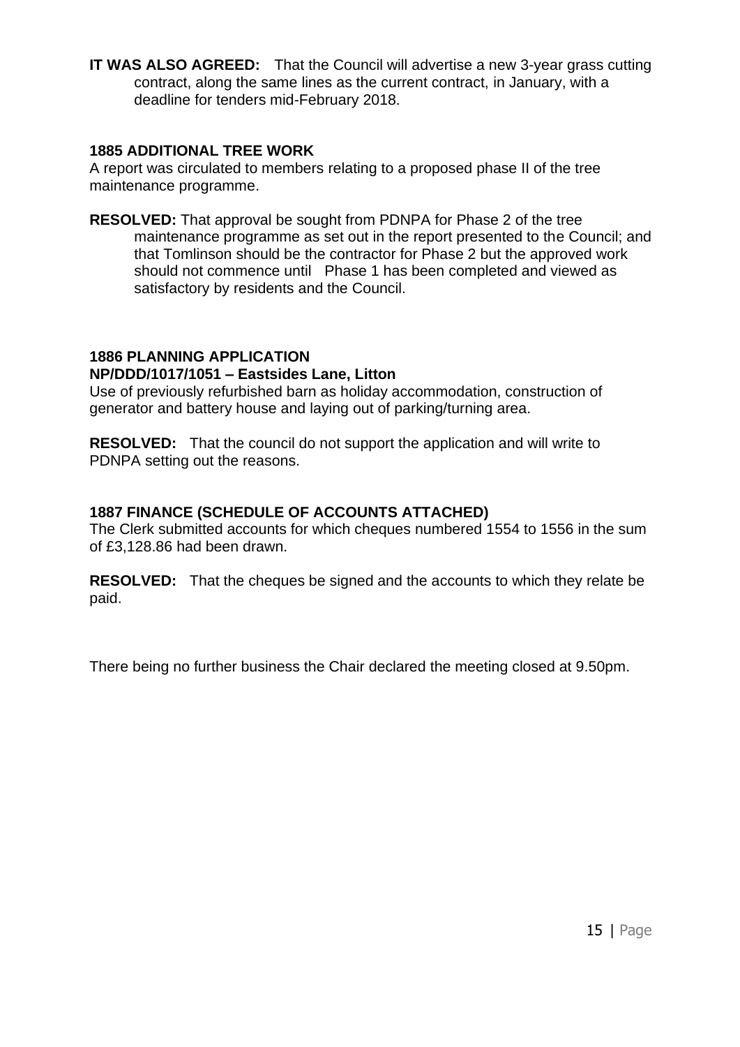**IT WAS ALSO AGREED:** That the Council will advertise a new 3-year grass cutting contract, along the same lines as the current contract, in January, with a deadline for tenders mid-February 2018.

### 1885 ADDITIONAL TREE WORK

A report was circulated to members relating to a proposed phase II of the tree maintenance programme.

**RESOLVED:** That approval be sought from PDNPA for Phase 2 of the tree maintenance programme as set out in the report presented to the Council; and that Tomlinson should be the contractor for Phase 2 but the approved work should not commence until Phase 1 has been completed and viewed as satisfactory by residents and the Council.

### 1886 PLANNING APPLICATION

**NP/DDD/1017/1051 – Eastsides Lane, Litton**

Use of previously refurbished barn as holiday accommodation, construction of generator and battery house and laying out of parking/turning area.

**RESOLVED:** That the council do not support the application and will write to PDNPA setting out the reasons.

### 1887 FINANCE (SCHEDULE OF ACCOUNTS ATTACHED)

The Clerk submitted accounts for which cheques numbered 1554 to 1556 in the sum of £3,128.86 had been drawn.

**RESOLVED:** That the cheques be signed and the accounts to which they relate be paid.

There being no further business the Chair declared the meeting closed at 9.50pm.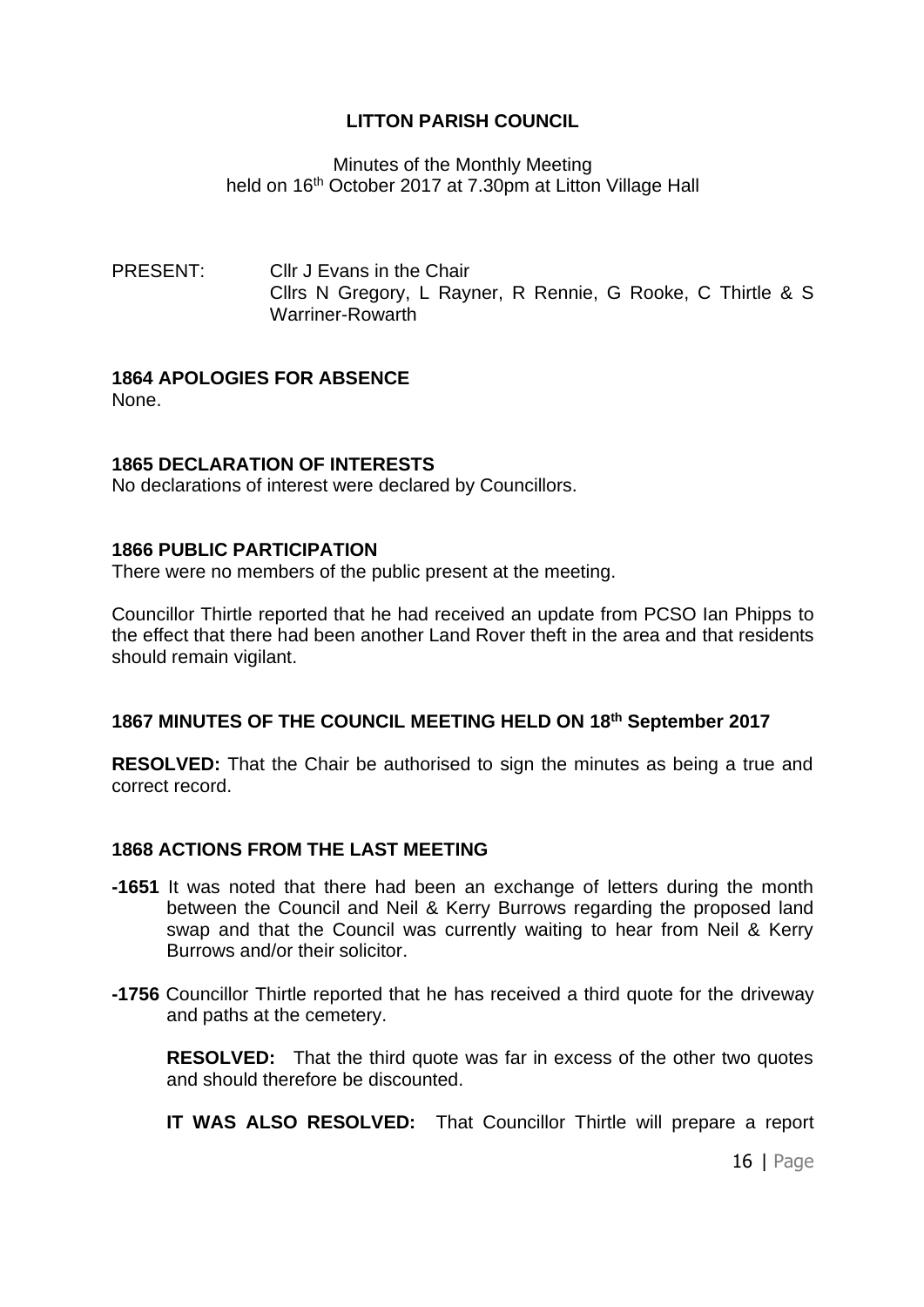# LITTON PARISH COUNCIL

Minutes of the Monthly Meeting
held on 16th October 2017 at 7.30pm at Litton Village Hall

PRESENT: Cllr J Evans in the Chair
Cllrs N Gregory, L Rayner, R Rennie, G Rooke, C Thirtle & S Warriner-Rowarth

**1864 APOLOGIES FOR ABSENCE**

None.

**1865 DECLARATION OF INTERESTS**

No declarations of interest were declared by Councillors.

**1866 PUBLIC PARTICIPATION**

There were no members of the public present at the meeting.

Councillor Thirtle reported that he had received an update from PCSO Ian Phipps to the effect that there had been another Land Rover theft in the area and that residents should remain vigilant.

**1867 MINUTES OF THE COUNCIL MEETING HELD ON 18th September 2017**

**RESOLVED:** That the Chair be authorised to sign the minutes as being a true and correct record.

**1868 ACTIONS FROM THE LAST MEETING**

**-1651** It was noted that there had been an exchange of letters during the month between the Council and Neil & Kerry Burrows regarding the proposed land swap and that the Council was currently waiting to hear from Neil & Kerry Burrows and/or their solicitor.

**-1756** Councillor Thirtle reported that he has received a third quote for the driveway and paths at the cemetery.

**RESOLVED:** That the third quote was far in excess of the other two quotes and should therefore be discounted.

**IT WAS ALSO RESOLVED:** That Councillor Thirtle will prepare a report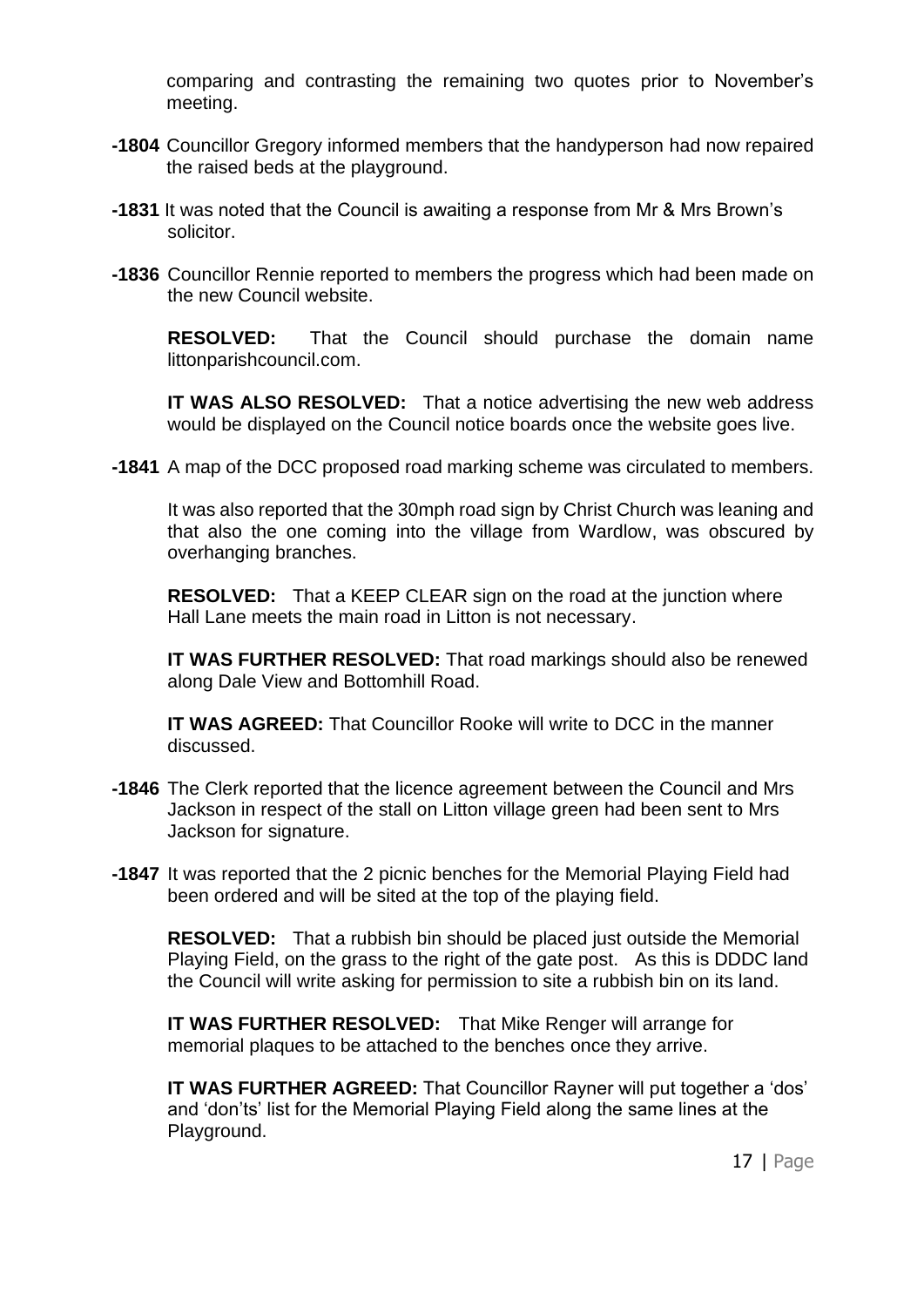comparing and contrasting the remaining two quotes prior to November's meeting.

**-1804** Councillor Gregory informed members that the handyperson had now repaired the raised beds at the playground.

**-1831** It was noted that the Council is awaiting a response from Mr & Mrs Brown's solicitor.

**-1836** Councillor Rennie reported to members the progress which had been made on the new Council website.

**RESOLVED:** That the Council should purchase the domain name littonparishcouncil.com.

**IT WAS ALSO RESOLVED:** That a notice advertising the new web address would be displayed on the Council notice boards once the website goes live.

**-1841** A map of the DCC proposed road marking scheme was circulated to members.

It was also reported that the 30mph road sign by Christ Church was leaning and that also the one coming into the village from Wardlow, was obscured by overhanging branches.

**RESOLVED:** That a KEEP CLEAR sign on the road at the junction where Hall Lane meets the main road in Litton is not necessary.

**IT WAS FURTHER RESOLVED:** That road markings should also be renewed along Dale View and Bottomhill Road.

**IT WAS AGREED:** That Councillor Rooke will write to DCC in the manner discussed.

**-1846** The Clerk reported that the licence agreement between the Council and Mrs Jackson in respect of the stall on Litton village green had been sent to Mrs Jackson for signature.

**-1847** It was reported that the 2 picnic benches for the Memorial Playing Field had been ordered and will be sited at the top of the playing field.

**RESOLVED:** That a rubbish bin should be placed just outside the Memorial Playing Field, on the grass to the right of the gate post. As this is DDDC land the Council will write asking for permission to site a rubbish bin on its land.

**IT WAS FURTHER RESOLVED:** That Mike Renger will arrange for memorial plaques to be attached to the benches once they arrive.

**IT WAS FURTHER AGREED:** That Councillor Rayner will put together a 'dos' and 'don'ts' list for the Memorial Playing Field along the same lines at the Playground.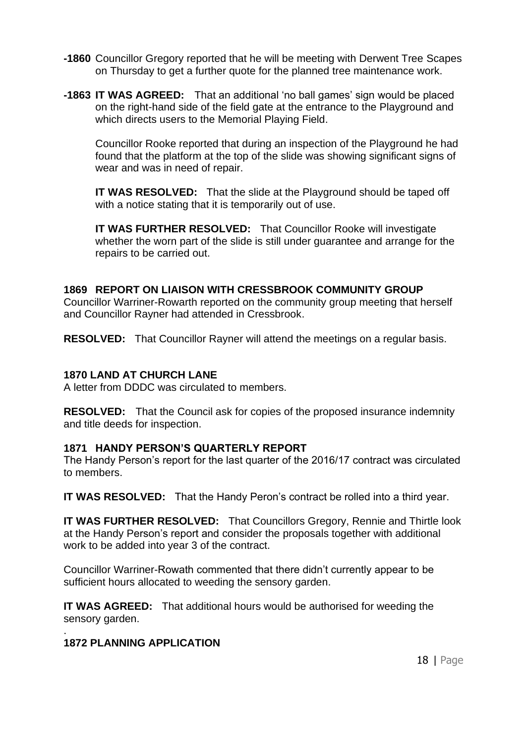**-1860** Councillor Gregory reported that he will be meeting with Derwent Tree Scapes on Thursday to get a further quote for the planned tree maintenance work.

**-1863** **IT WAS AGREED:** That an additional 'no ball games' sign would be placed on the right-hand side of the field gate at the entrance to the Playground and which directs users to the Memorial Playing Field.

Councillor Rooke reported that during an inspection of the Playground he had found that the platform at the top of the slide was showing significant signs of wear and was in need of repair.

**IT WAS RESOLVED:** That the slide at the Playground should be taped off with a notice stating that it is temporarily out of use.

**IT WAS FURTHER RESOLVED:** That Councillor Rooke will investigate whether the worn part of the slide is still under guarantee and arrange for the repairs to be carried out.

**1869 REPORT ON LIAISON WITH CRESSBROOK COMMUNITY GROUP**

Councillor Warriner-Rowarth reported on the community group meeting that herself and Councillor Rayner had attended in Cressbrook.

**RESOLVED:** That Councillor Rayner will attend the meetings on a regular basis.

**1870 LAND AT CHURCH LANE**

A letter from DDDC was circulated to members.

**RESOLVED:** That the Council ask for copies of the proposed insurance indemnity and title deeds for inspection.

**1871 HANDY PERSON'S QUARTERLY REPORT**

The Handy Person's report for the last quarter of the 2016/17 contract was circulated to members.

**IT WAS RESOLVED:** That the Handy Peron's contract be rolled into a third year.

**IT WAS FURTHER RESOLVED:** That Councillors Gregory, Rennie and Thirtle look at the Handy Person's report and consider the proposals together with additional work to be added into year 3 of the contract.

Councillor Warriner-Rowath commented that there didn't currently appear to be sufficient hours allocated to weeding the sensory garden.

**IT WAS AGREED:** That additional hours would be authorised for weeding the sensory garden.

.

**1872 PLANNING APPLICATION**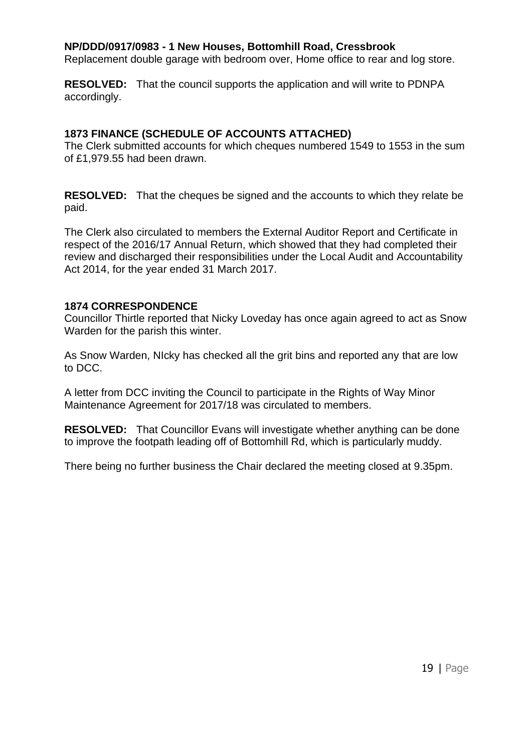**NP/DDD/0917/0983 - 1 New Houses, Bottomhill Road, Cressbrook**
Replacement double garage with bedroom over, Home office to rear and log store.

**RESOLVED:** That the council supports the application and will write to PDNPA accordingly.

### 1873 FINANCE (SCHEDULE OF ACCOUNTS ATTACHED)

The Clerk submitted accounts for which cheques numbered 1549 to 1553 in the sum of £1,979.55 had been drawn.

**RESOLVED:** That the cheques be signed and the accounts to which they relate be paid.

The Clerk also circulated to members the External Auditor Report and Certificate in respect of the 2016/17 Annual Return, which showed that they had completed their review and discharged their responsibilities under the Local Audit and Accountability Act 2014, for the year ended 31 March 2017.

### 1874 CORRESPONDENCE

Councillor Thirtle reported that Nicky Loveday has once again agreed to act as Snow Warden for the parish this winter.

As Snow Warden, NIcky has checked all the grit bins and reported any that are low to DCC.

A letter from DCC inviting the Council to participate in the Rights of Way Minor Maintenance Agreement for 2017/18 was circulated to members.

**RESOLVED:** That Councillor Evans will investigate whether anything can be done to improve the footpath leading off of Bottomhill Rd, which is particularly muddy.

There being no further business the Chair declared the meeting closed at 9.35pm.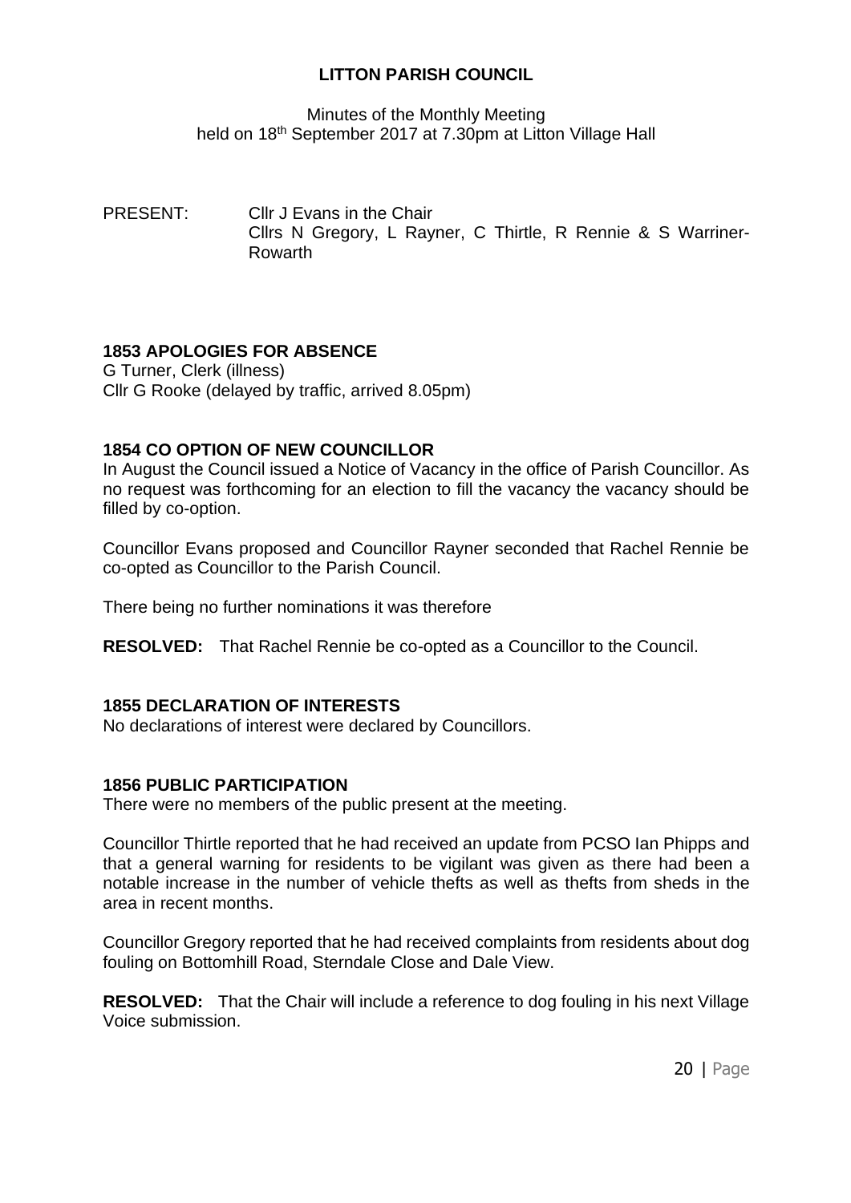# LITTON PARISH COUNCIL

Minutes of the Monthly Meeting
held on 18th September 2017 at 7.30pm at Litton Village Hall

PRESENT: Cllr J Evans in the Chair
Cllrs N Gregory, L Rayner, C Thirtle, R Rennie & S Warriner-Rowarth

### 1853 APOLOGIES FOR ABSENCE

G Turner, Clerk (illness)
Cllr G Rooke (delayed by traffic, arrived 8.05pm)

### 1854 CO OPTION OF NEW COUNCILLOR

In August the Council issued a Notice of Vacancy in the office of Parish Councillor. As no request was forthcoming for an election to fill the vacancy the vacancy should be filled by co-option.

Councillor Evans proposed and Councillor Rayner seconded that Rachel Rennie be co-opted as Councillor to the Parish Council.

There being no further nominations it was therefore

**RESOLVED:** That Rachel Rennie be co-opted as a Councillor to the Council.

### 1855 DECLARATION OF INTERESTS

No declarations of interest were declared by Councillors.

### 1856 PUBLIC PARTICIPATION

There were no members of the public present at the meeting.

Councillor Thirtle reported that he had received an update from PCSO Ian Phipps and that a general warning for residents to be vigilant was given as there had been a notable increase in the number of vehicle thefts as well as thefts from sheds in the area in recent months.

Councillor Gregory reported that he had received complaints from residents about dog fouling on Bottomhill Road, Sterndale Close and Dale View.

**RESOLVED:** That the Chair will include a reference to dog fouling in his next Village Voice submission.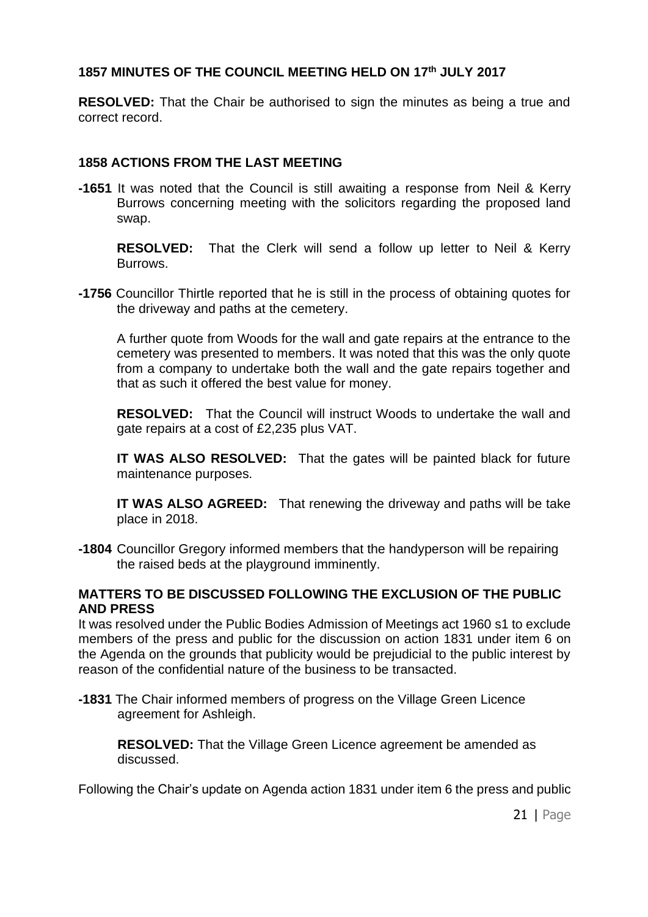**1857 MINUTES OF THE COUNCIL MEETING HELD ON 17th JULY 2017**

**RESOLVED:** That the Chair be authorised to sign the minutes as being a true and correct record.

**1858 ACTIONS FROM THE LAST MEETING**

**-1651** It was noted that the Council is still awaiting a response from Neil & Kerry Burrows concerning meeting with the solicitors regarding the proposed land swap.

**RESOLVED:** That the Clerk will send a follow up letter to Neil & Kerry Burrows.

**-1756** Councillor Thirtle reported that he is still in the process of obtaining quotes for the driveway and paths at the cemetery.

A further quote from Woods for the wall and gate repairs at the entrance to the cemetery was presented to members. It was noted that this was the only quote from a company to undertake both the wall and the gate repairs together and that as such it offered the best value for money.

**RESOLVED:** That the Council will instruct Woods to undertake the wall and gate repairs at a cost of £2,235 plus VAT.

**IT WAS ALSO RESOLVED:** That the gates will be painted black for future maintenance purposes.

**IT WAS ALSO AGREED:** That renewing the driveway and paths will be take place in 2018.

**-1804** Councillor Gregory informed members that the handyperson will be repairing the raised beds at the playground imminently.

**MATTERS TO BE DISCUSSED FOLLOWING THE EXCLUSION OF THE PUBLIC AND PRESS**

It was resolved under the Public Bodies Admission of Meetings act 1960 s1 to exclude members of the press and public for the discussion on action 1831 under item 6 on the Agenda on the grounds that publicity would be prejudicial to the public interest by reason of the confidential nature of the business to be transacted.

**-1831** The Chair informed members of progress on the Village Green Licence agreement for Ashleigh.

**RESOLVED:** That the Village Green Licence agreement be amended as discussed.

Following the Chair's update on Agenda action 1831 under item 6 the press and public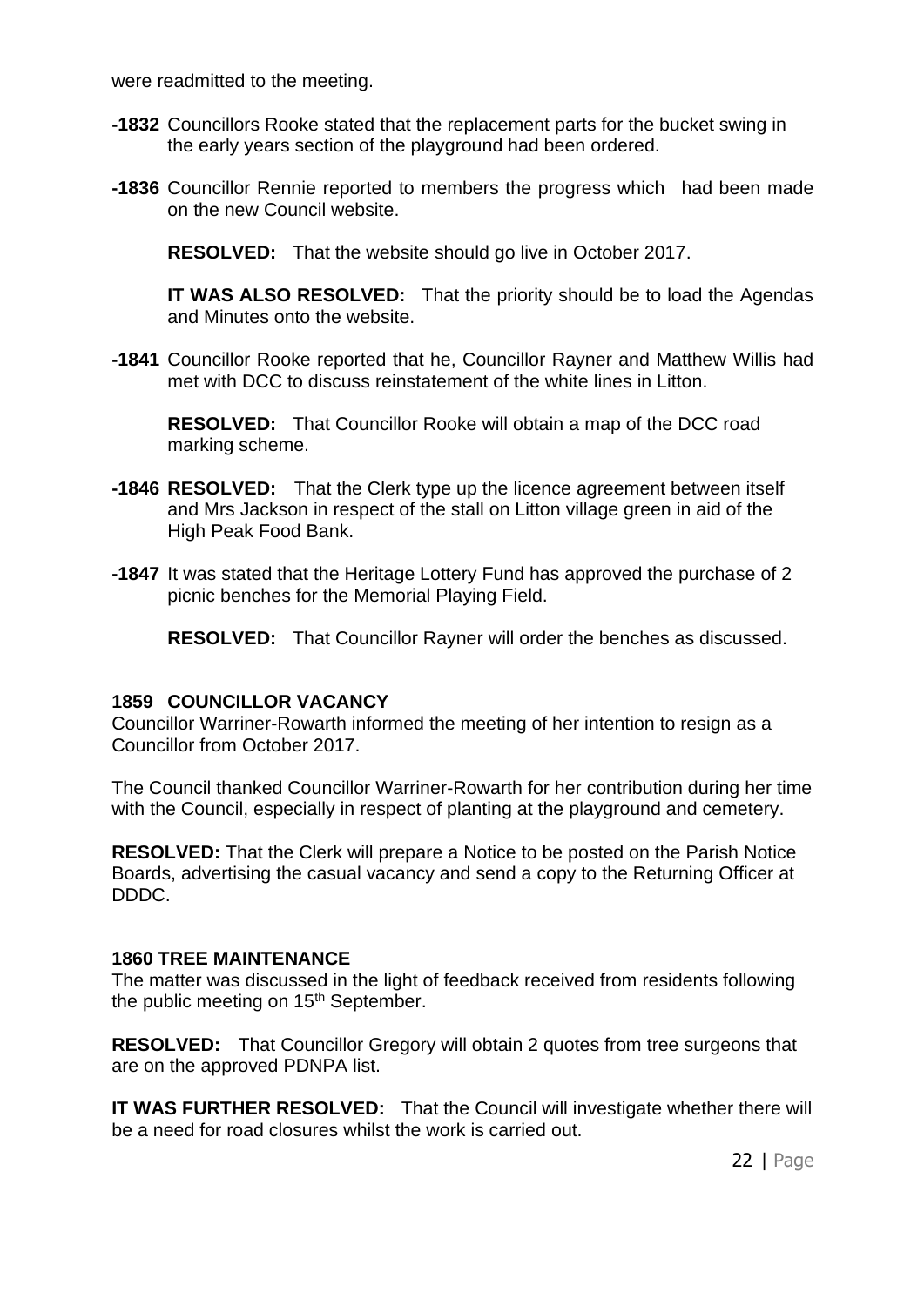were readmitted to the meeting.

**-1832** Councillors Rooke stated that the replacement parts for the bucket swing in the early years section of the playground had been ordered.

**-1836** Councillor Rennie reported to members the progress which had been made on the new Council website.

**RESOLVED:** That the website should go live in October 2017.

**IT WAS ALSO RESOLVED:** That the priority should be to load the Agendas and Minutes onto the website.

**-1841** Councillor Rooke reported that he, Councillor Rayner and Matthew Willis had met with DCC to discuss reinstatement of the white lines in Litton.

**RESOLVED:** That Councillor Rooke will obtain a map of the DCC road marking scheme.

**-1846 RESOLVED:** That the Clerk type up the licence agreement between itself and Mrs Jackson in respect of the stall on Litton village green in aid of the High Peak Food Bank.

**-1847** It was stated that the Heritage Lottery Fund has approved the purchase of 2 picnic benches for the Memorial Playing Field.

**RESOLVED:** That Councillor Rayner will order the benches as discussed.

**1859 COUNCILLOR VACANCY**

Councillor Warriner-Rowarth informed the meeting of her intention to resign as a Councillor from October 2017.

The Council thanked Councillor Warriner-Rowarth for her contribution during her time with the Council, especially in respect of planting at the playground and cemetery.

**RESOLVED:** That the Clerk will prepare a Notice to be posted on the Parish Notice Boards, advertising the casual vacancy and send a copy to the Returning Officer at DDDC.

**1860 TREE MAINTENANCE**

The matter was discussed in the light of feedback received from residents following the public meeting on 15th September.

**RESOLVED:** That Councillor Gregory will obtain 2 quotes from tree surgeons that are on the approved PDNPA list.

**IT WAS FURTHER RESOLVED:** That the Council will investigate whether there will be a need for road closures whilst the work is carried out.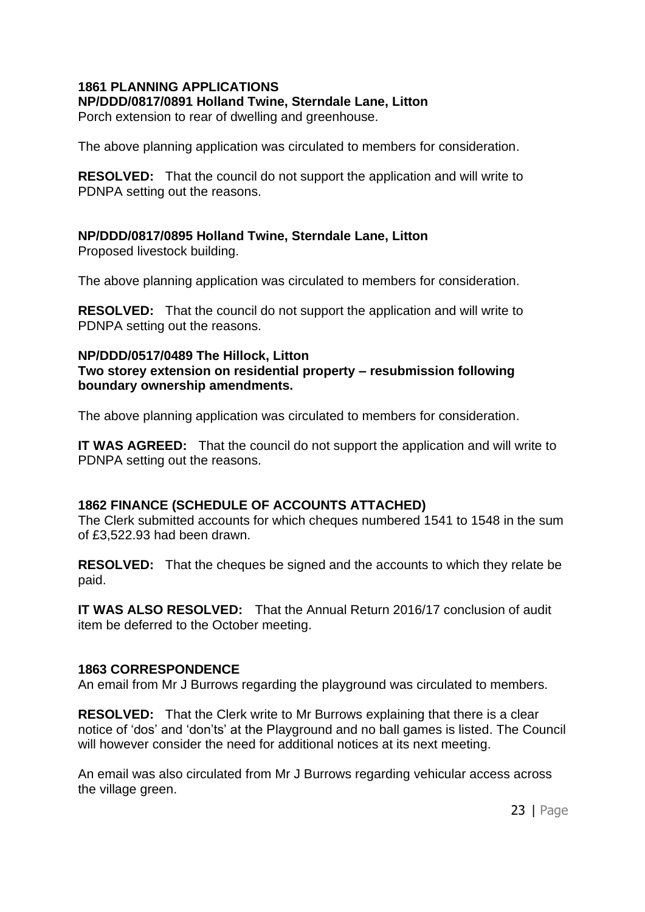## 1861 PLANNING APPLICATIONS

**NP/DDD/0817/0891 Holland Twine, Sterndale Lane, Litton**

Porch extension to rear of dwelling and greenhouse.

The above planning application was circulated to members for consideration.

**RESOLVED:** That the council do not support the application and will write to PDNPA setting out the reasons.

**NP/DDD/0817/0895 Holland Twine, Sterndale Lane, Litton**

Proposed livestock building.

The above planning application was circulated to members for consideration.

**RESOLVED:** That the council do not support the application and will write to PDNPA setting out the reasons.

**NP/DDD/0517/0489 The Hillock, Litton**
**Two storey extension on residential property – resubmission following boundary ownership amendments.**

The above planning application was circulated to members for consideration.

**IT WAS AGREED:** That the council do not support the application and will write to PDNPA setting out the reasons.

## 1862 FINANCE (SCHEDULE OF ACCOUNTS ATTACHED)

The Clerk submitted accounts for which cheques numbered 1541 to 1548 in the sum of £3,522.93 had been drawn.

**RESOLVED:** That the cheques be signed and the accounts to which they relate be paid.

**IT WAS ALSO RESOLVED:** That the Annual Return 2016/17 conclusion of audit item be deferred to the October meeting.

## 1863 CORRESPONDENCE

An email from Mr J Burrows regarding the playground was circulated to members.

**RESOLVED:** That the Clerk write to Mr Burrows explaining that there is a clear notice of 'dos' and 'don'ts' at the Playground and no ball games is listed. The Council will however consider the need for additional notices at its next meeting.

An email was also circulated from Mr J Burrows regarding vehicular access across the village green.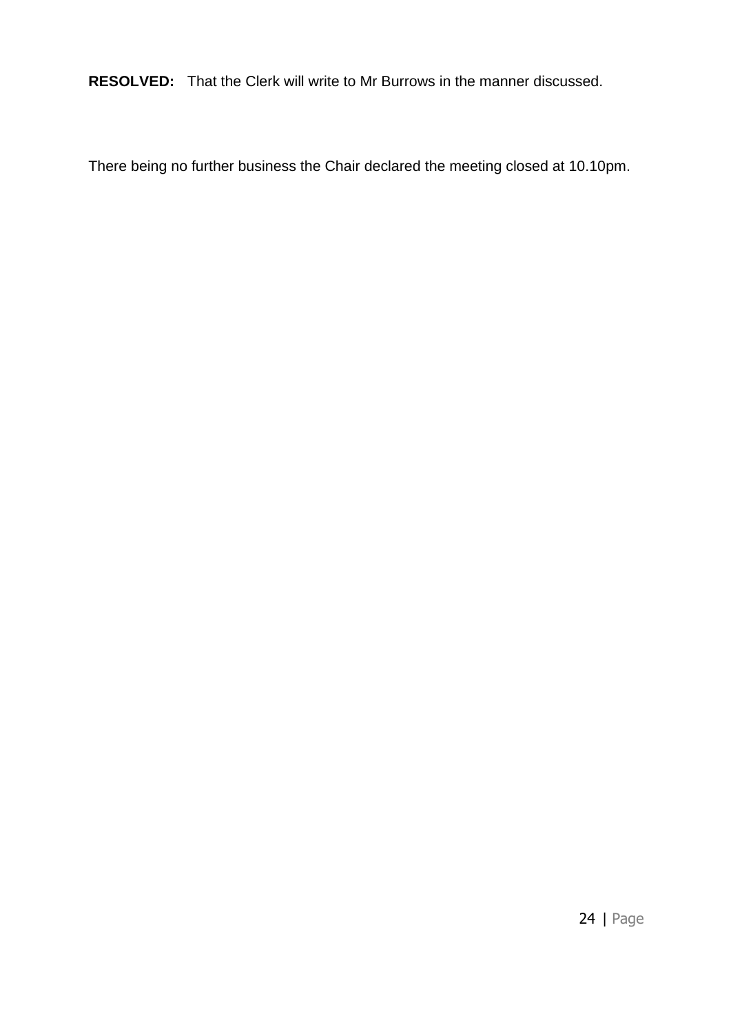**RESOLVED:** That the Clerk will write to Mr Burrows in the manner discussed.

There being no further business the Chair declared the meeting closed at 10.10pm.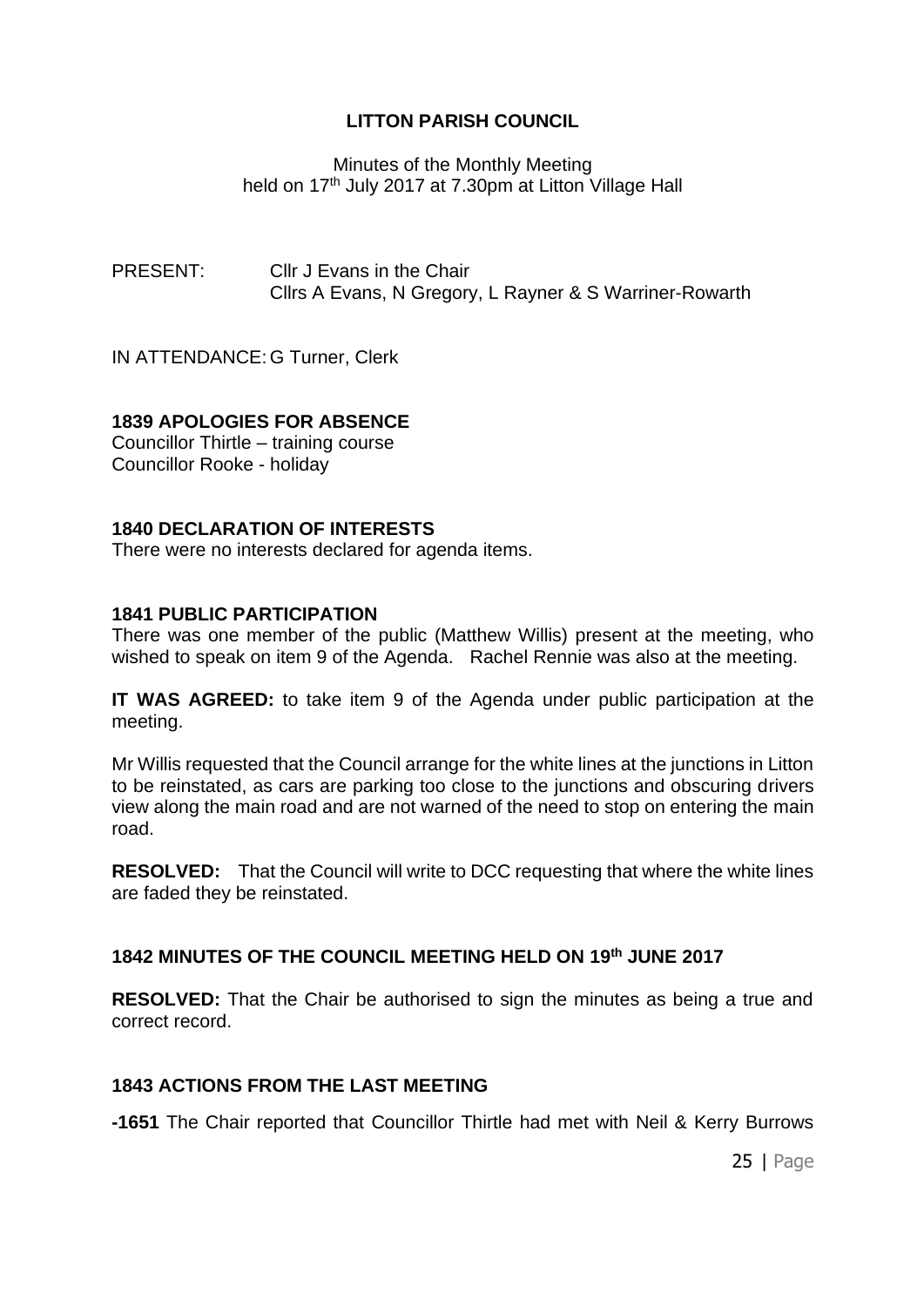# LITTON PARISH COUNCIL

Minutes of the Monthly Meeting
held on 17th July 2017 at 7.30pm at Litton Village Hall

PRESENT: Cllr J Evans in the Chair
Cllrs A Evans, N Gregory, L Rayner & S Warriner-Rowarth

IN ATTENDANCE: G Turner, Clerk

**1839 APOLOGIES FOR ABSENCE**

Councillor Thirtle – training course
Councillor Rooke - holiday

**1840 DECLARATION OF INTERESTS**

There were no interests declared for agenda items.

**1841 PUBLIC PARTICIPATION**

There was one member of the public (Matthew Willis) present at the meeting, who wished to speak on item 9 of the Agenda. Rachel Rennie was also at the meeting.

**IT WAS AGREED:** to take item 9 of the Agenda under public participation at the meeting.

Mr Willis requested that the Council arrange for the white lines at the junctions in Litton to be reinstated, as cars are parking too close to the junctions and obscuring drivers view along the main road and are not warned of the need to stop on entering the main road.

**RESOLVED:** That the Council will write to DCC requesting that where the white lines are faded they be reinstated.

**1842 MINUTES OF THE COUNCIL MEETING HELD ON 19th JUNE 2017**

**RESOLVED:** That the Chair be authorised to sign the minutes as being a true and correct record.

**1843 ACTIONS FROM THE LAST MEETING**

**-1651** The Chair reported that Councillor Thirtle had met with Neil & Kerry Burrows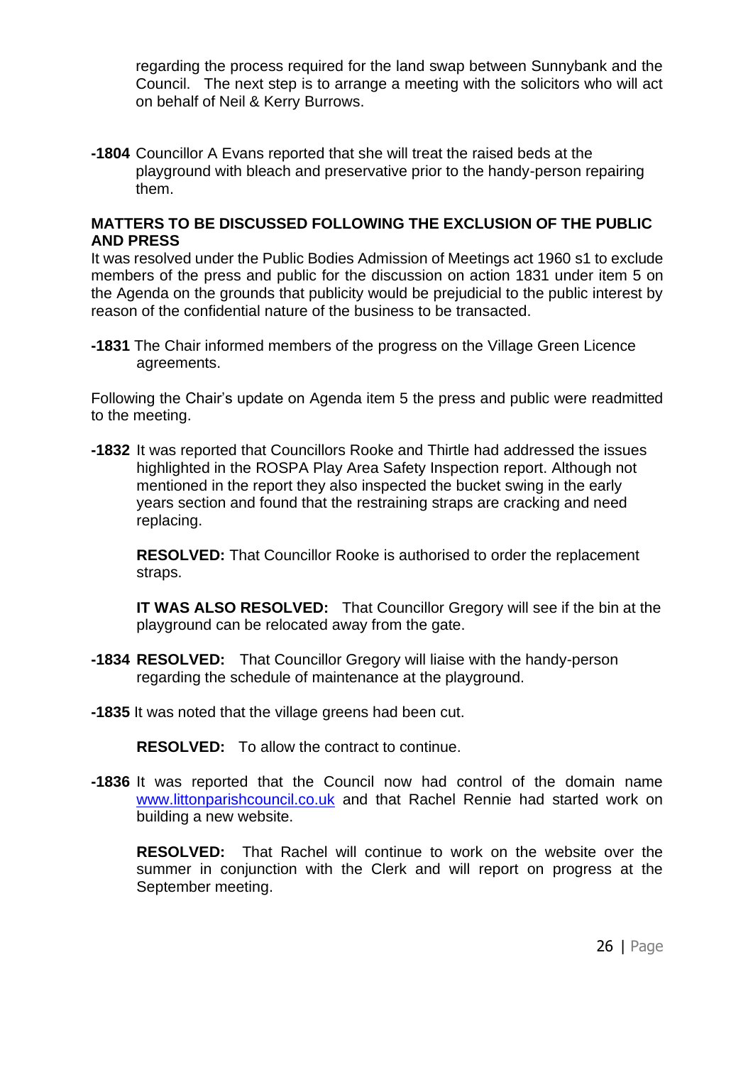regarding the process required for the land swap between Sunnybank and the Council. The next step is to arrange a meeting with the solicitors who will act on behalf of Neil & Kerry Burrows.

**-1804** Councillor A Evans reported that she will treat the raised beds at the playground with bleach and preservative prior to the handy-person repairing them.

**MATTERS TO BE DISCUSSED FOLLOWING THE EXCLUSION OF THE PUBLIC AND PRESS**

It was resolved under the Public Bodies Admission of Meetings act 1960 s1 to exclude members of the press and public for the discussion on action 1831 under item 5 on the Agenda on the grounds that publicity would be prejudicial to the public interest by reason of the confidential nature of the business to be transacted.

**-1831** The Chair informed members of the progress on the Village Green Licence agreements.

Following the Chair's update on Agenda item 5 the press and public were readmitted to the meeting.

**-1832** It was reported that Councillors Rooke and Thirtle had addressed the issues highlighted in the ROSPA Play Area Safety Inspection report. Although not mentioned in the report they also inspected the bucket swing in the early years section and found that the restraining straps are cracking and need replacing.

**RESOLVED:** That Councillor Rooke is authorised to order the replacement straps.

**IT WAS ALSO RESOLVED:** That Councillor Gregory will see if the bin at the playground can be relocated away from the gate.

**-1834 RESOLVED:** That Councillor Gregory will liaise with the handy-person regarding the schedule of maintenance at the playground.

**-1835** It was noted that the village greens had been cut.

**RESOLVED:** To allow the contract to continue.

**-1836** It was reported that the Council now had control of the domain name [www.littonparishcouncil.co.uk](http://www.littonparishcouncil.co.uk) and that Rachel Rennie had started work on building a new website.

**RESOLVED:** That Rachel will continue to work on the website over the summer in conjunction with the Clerk and will report on progress at the September meeting.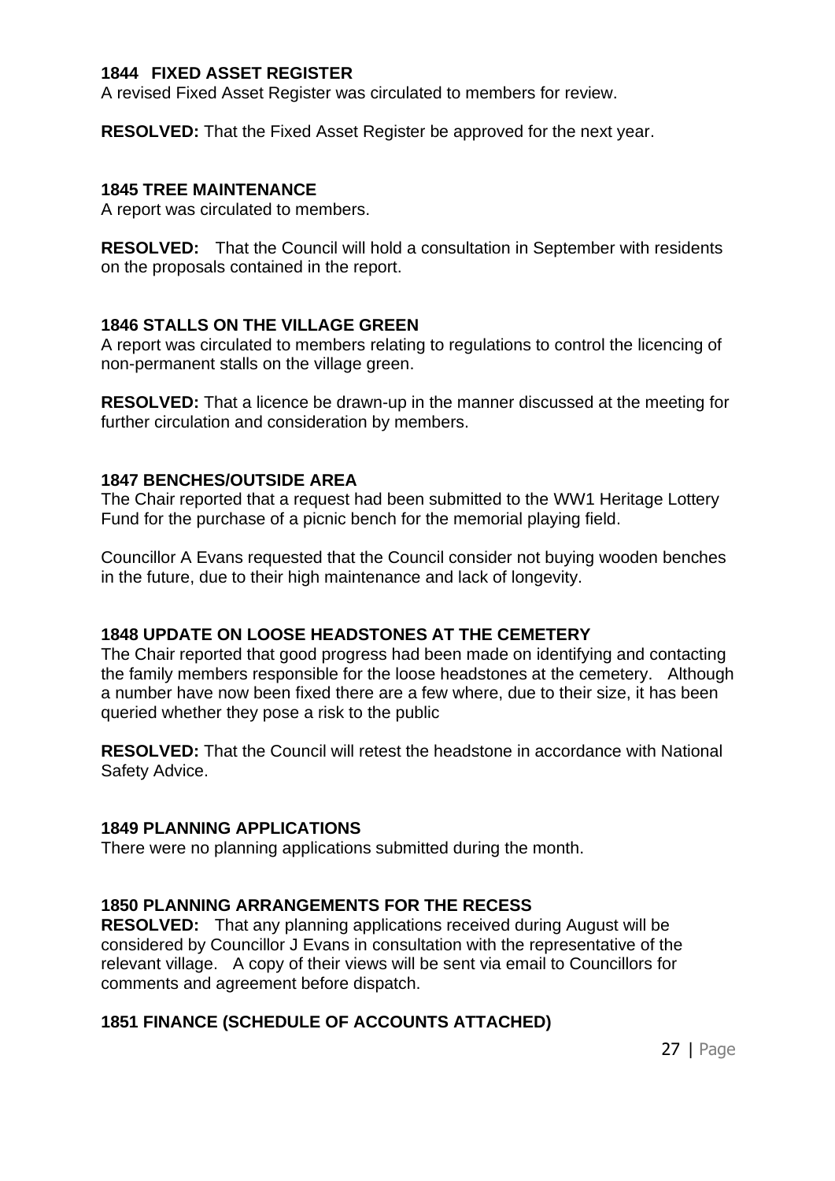### 1844 FIXED ASSET REGISTER

A revised Fixed Asset Register was circulated to members for review.

**RESOLVED:** That the Fixed Asset Register be approved for the next year.

### 1845 TREE MAINTENANCE

A report was circulated to members.

**RESOLVED:** That the Council will hold a consultation in September with residents on the proposals contained in the report.

### 1846 STALLS ON THE VILLAGE GREEN

A report was circulated to members relating to regulations to control the licencing of non-permanent stalls on the village green.

**RESOLVED:** That a licence be drawn-up in the manner discussed at the meeting for further circulation and consideration by members.

### 1847 BENCHES/OUTSIDE AREA

The Chair reported that a request had been submitted to the WW1 Heritage Lottery Fund for the purchase of a picnic bench for the memorial playing field.

Councillor A Evans requested that the Council consider not buying wooden benches in the future, due to their high maintenance and lack of longevity.

### 1848 UPDATE ON LOOSE HEADSTONES AT THE CEMETERY

The Chair reported that good progress had been made on identifying and contacting the family members responsible for the loose headstones at the cemetery. Although a number have now been fixed there are a few where, due to their size, it has been queried whether they pose a risk to the public

**RESOLVED:** That the Council will retest the headstone in accordance with National Safety Advice.

### 1849 PLANNING APPLICATIONS

There were no planning applications submitted during the month.

### 1850 PLANNING ARRANGEMENTS FOR THE RECESS

**RESOLVED:** That any planning applications received during August will be considered by Councillor J Evans in consultation with the representative of the relevant village. A copy of their views will be sent via email to Councillors for comments and agreement before dispatch.

### 1851 FINANCE (SCHEDULE OF ACCOUNTS ATTACHED)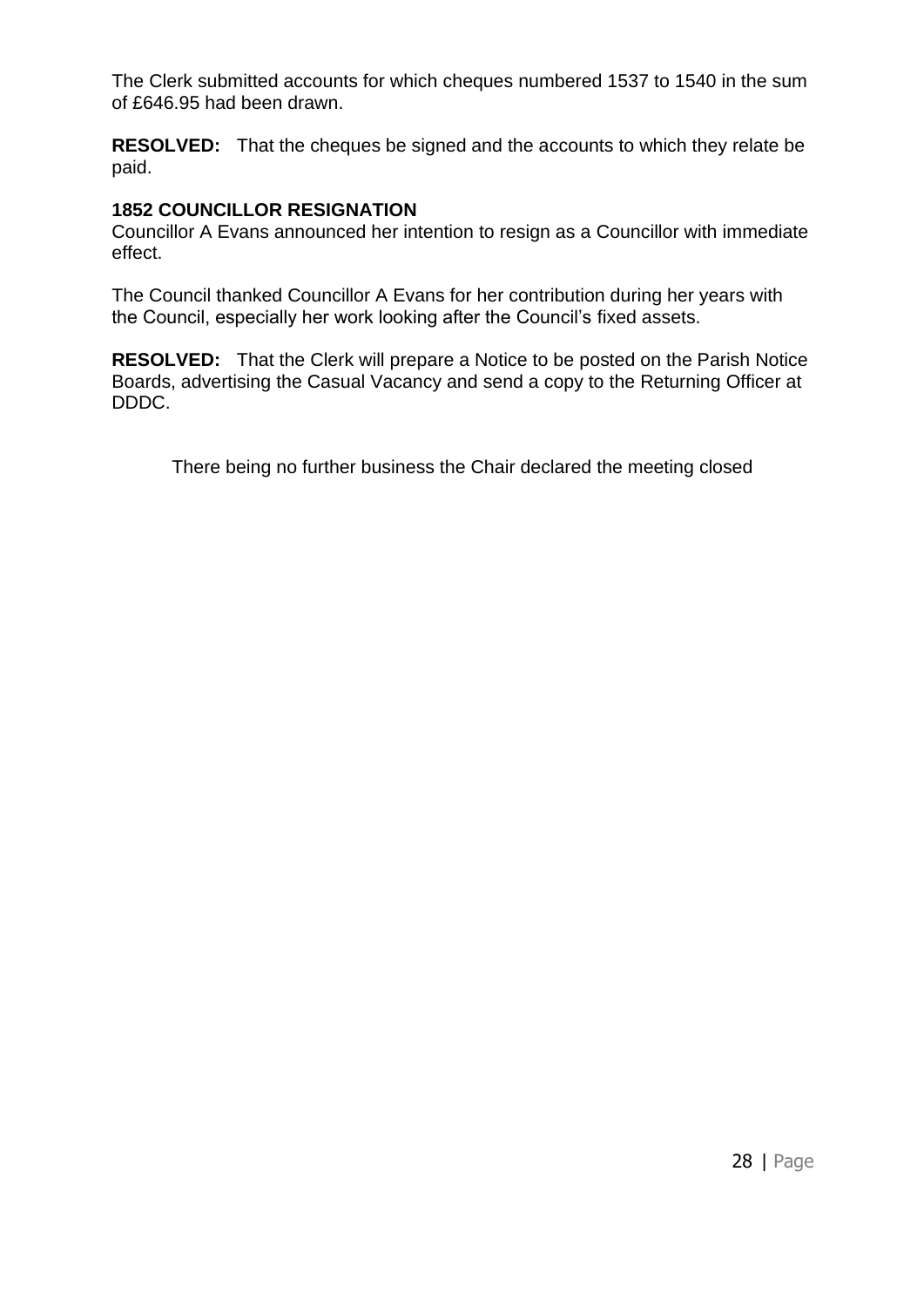The Clerk submitted accounts for which cheques numbered 1537 to 1540 in the sum of £646.95 had been drawn.

**RESOLVED:** That the cheques be signed and the accounts to which they relate be paid.

### 1852 COUNCILLOR RESIGNATION

Councillor A Evans announced her intention to resign as a Councillor with immediate effect.

The Council thanked Councillor A Evans for her contribution during her years with the Council, especially her work looking after the Council's fixed assets.

**RESOLVED:** That the Clerk will prepare a Notice to be posted on the Parish Notice Boards, advertising the Casual Vacancy and send a copy to the Returning Officer at DDDC.

There being no further business the Chair declared the meeting closed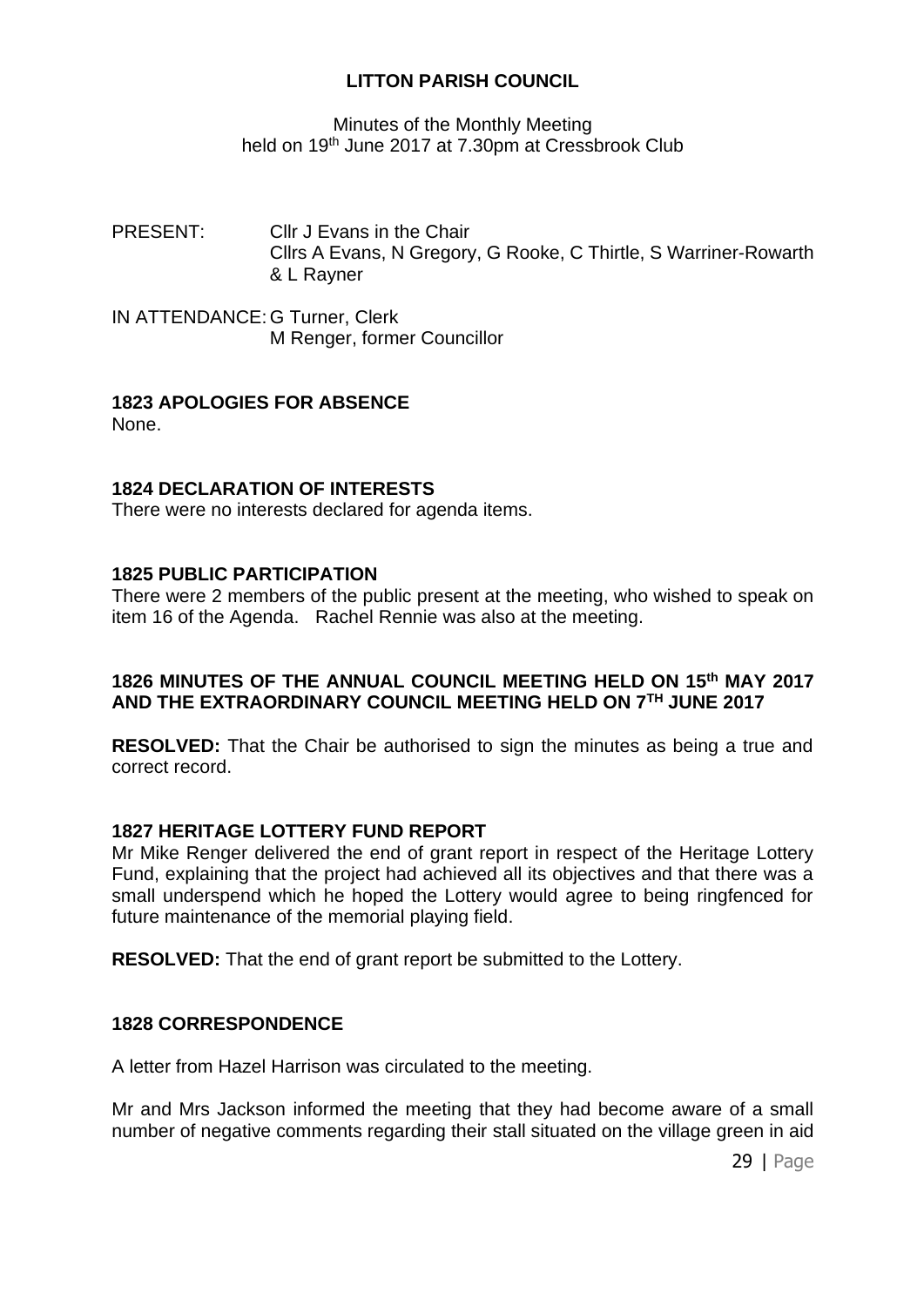**LITTON PARISH COUNCIL**

Minutes of the Monthly Meeting
held on 19th June 2017 at 7.30pm at Cressbrook Club

PRESENT: Cllr J Evans in the Chair
Cllrs A Evans, N Gregory, G Rooke, C Thirtle, S Warriner-Rowarth & L Rayner

IN ATTENDANCE: G Turner, Clerk
M Renger, former Councillor

**1823 APOLOGIES FOR ABSENCE**

None.

**1824 DECLARATION OF INTERESTS**

There were no interests declared for agenda items.

**1825 PUBLIC PARTICIPATION**

There were 2 members of the public present at the meeting, who wished to speak on item 16 of the Agenda. Rachel Rennie was also at the meeting.

**1826 MINUTES OF THE ANNUAL COUNCIL MEETING HELD ON 15th MAY 2017 AND THE EXTRAORDINARY COUNCIL MEETING HELD ON 7TH JUNE 2017**

**RESOLVED:** That the Chair be authorised to sign the minutes as being a true and correct record.

**1827 HERITAGE LOTTERY FUND REPORT**

Mr Mike Renger delivered the end of grant report in respect of the Heritage Lottery Fund, explaining that the project had achieved all its objectives and that there was a small underspend which he hoped the Lottery would agree to being ringfenced for future maintenance of the memorial playing field.

**RESOLVED:** That the end of grant report be submitted to the Lottery.

**1828 CORRESPONDENCE**

A letter from Hazel Harrison was circulated to the meeting.

Mr and Mrs Jackson informed the meeting that they had become aware of a small number of negative comments regarding their stall situated on the village green in aid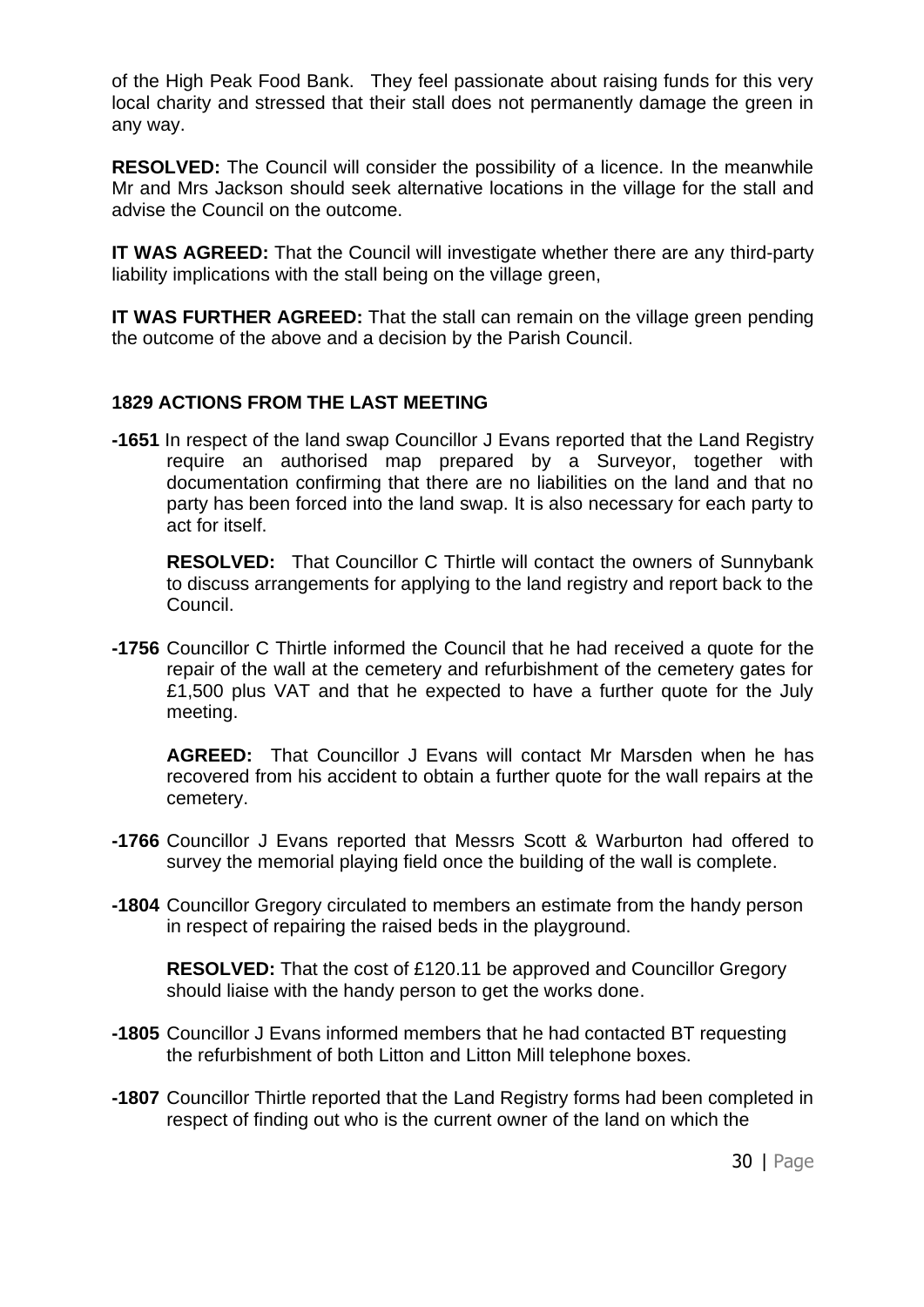of the High Peak Food Bank. They feel passionate about raising funds for this very local charity and stressed that their stall does not permanently damage the green in any way.

**RESOLVED:** The Council will consider the possibility of a licence. In the meanwhile Mr and Mrs Jackson should seek alternative locations in the village for the stall and advise the Council on the outcome.

**IT WAS AGREED:** That the Council will investigate whether there are any third-party liability implications with the stall being on the village green,

**IT WAS FURTHER AGREED:** That the stall can remain on the village green pending the outcome of the above and a decision by the Parish Council.

### 1829 ACTIONS FROM THE LAST MEETING

**-1651** In respect of the land swap Councillor J Evans reported that the Land Registry require an authorised map prepared by a Surveyor, together with documentation confirming that there are no liabilities on the land and that no party has been forced into the land swap. It is also necessary for each party to act for itself.

**RESOLVED:** That Councillor C Thirtle will contact the owners of Sunnybank to discuss arrangements for applying to the land registry and report back to the Council.

**-1756** Councillor C Thirtle informed the Council that he had received a quote for the repair of the wall at the cemetery and refurbishment of the cemetery gates for £1,500 plus VAT and that he expected to have a further quote for the July meeting.

**AGREED:** That Councillor J Evans will contact Mr Marsden when he has recovered from his accident to obtain a further quote for the wall repairs at the cemetery.

**-1766** Councillor J Evans reported that Messrs Scott & Warburton had offered to survey the memorial playing field once the building of the wall is complete.

**-1804** Councillor Gregory circulated to members an estimate from the handy person in respect of repairing the raised beds in the playground.

**RESOLVED:** That the cost of £120.11 be approved and Councillor Gregory should liaise with the handy person to get the works done.

**-1805** Councillor J Evans informed members that he had contacted BT requesting the refurbishment of both Litton and Litton Mill telephone boxes.

**-1807** Councillor Thirtle reported that the Land Registry forms had been completed in respect of finding out who is the current owner of the land on which the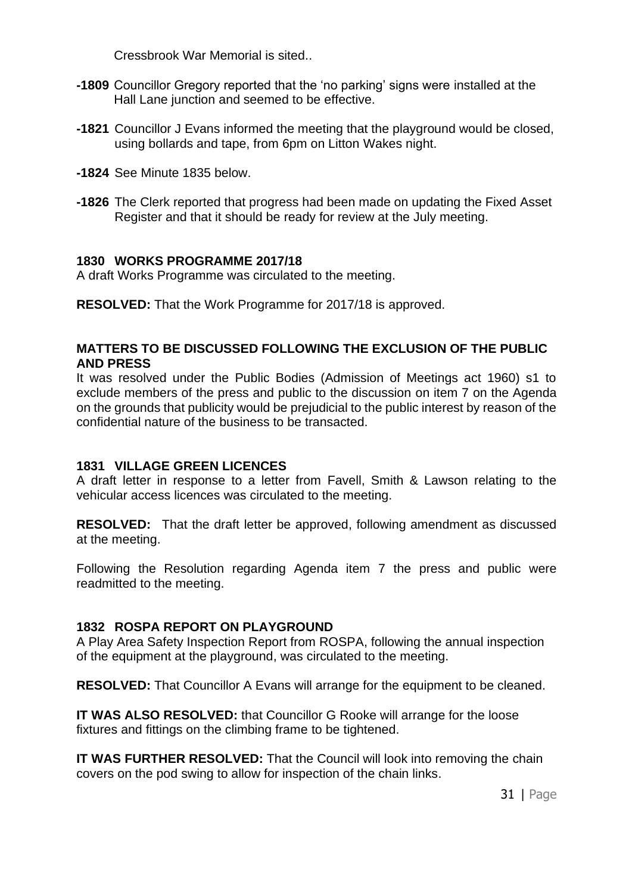Cressbrook War Memorial is sited..

**-1809** Councillor Gregory reported that the 'no parking' signs were installed at the Hall Lane junction and seemed to be effective.

**-1821** Councillor J Evans informed the meeting that the playground would be closed, using bollards and tape, from 6pm on Litton Wakes night.

**-1824** See Minute 1835 below.

**-1826** The Clerk reported that progress had been made on updating the Fixed Asset Register and that it should be ready for review at the July meeting.

**1830 WORKS PROGRAMME 2017/18**

A draft Works Programme was circulated to the meeting.

**RESOLVED:** That the Work Programme for 2017/18 is approved.

**MATTERS TO BE DISCUSSED FOLLOWING THE EXCLUSION OF THE PUBLIC AND PRESS**

It was resolved under the Public Bodies (Admission of Meetings act 1960) s1 to exclude members of the press and public to the discussion on item 7 on the Agenda on the grounds that publicity would be prejudicial to the public interest by reason of the confidential nature of the business to be transacted.

**1831 VILLAGE GREEN LICENCES**

A draft letter in response to a letter from Favell, Smith & Lawson relating to the vehicular access licences was circulated to the meeting.

**RESOLVED:** That the draft letter be approved, following amendment as discussed at the meeting.

Following the Resolution regarding Agenda item 7 the press and public were readmitted to the meeting.

**1832 ROSPA REPORT ON PLAYGROUND**

A Play Area Safety Inspection Report from ROSPA, following the annual inspection of the equipment at the playground, was circulated to the meeting.

**RESOLVED:** That Councillor A Evans will arrange for the equipment to be cleaned.

**IT WAS ALSO RESOLVED:** that Councillor G Rooke will arrange for the loose fixtures and fittings on the climbing frame to be tightened.

**IT WAS FURTHER RESOLVED:** That the Council will look into removing the chain covers on the pod swing to allow for inspection of the chain links.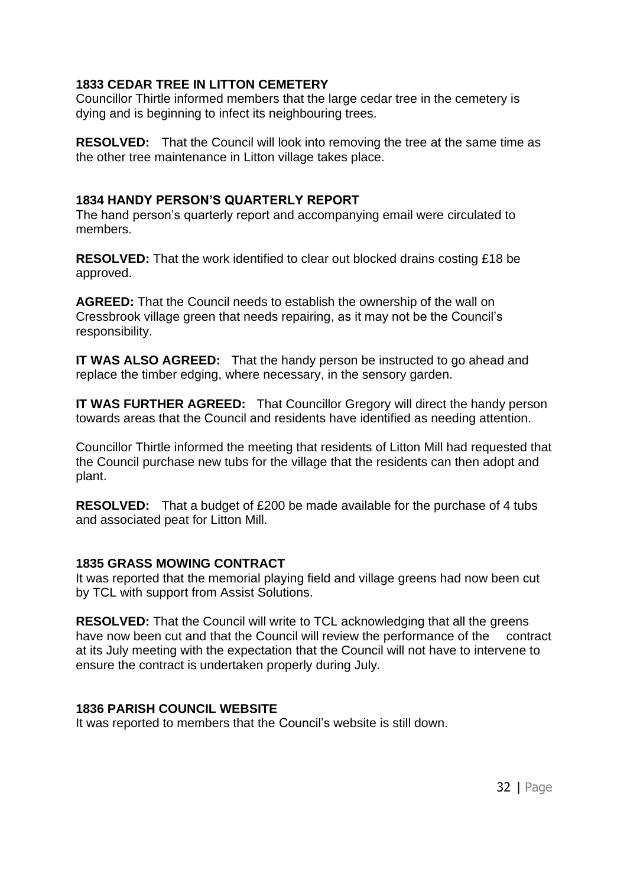### 1833 CEDAR TREE IN LITTON CEMETERY

Councillor Thirtle informed members that the large cedar tree in the cemetery is dying and is beginning to infect its neighbouring trees.

**RESOLVED:** That the Council will look into removing the tree at the same time as the other tree maintenance in Litton village takes place.

### 1834 HANDY PERSON'S QUARTERLY REPORT

The hand person's quarterly report and accompanying email were circulated to members.

**RESOLVED:** That the work identified to clear out blocked drains costing £18 be approved.

**AGREED:** That the Council needs to establish the ownership of the wall on Cressbrook village green that needs repairing, as it may not be the Council's responsibility.

**IT WAS ALSO AGREED:** That the handy person be instructed to go ahead and replace the timber edging, where necessary, in the sensory garden.

**IT WAS FURTHER AGREED:** That Councillor Gregory will direct the handy person towards areas that the Council and residents have identified as needing attention.

Councillor Thirtle informed the meeting that residents of Litton Mill had requested that the Council purchase new tubs for the village that the residents can then adopt and plant.

**RESOLVED:** That a budget of £200 be made available for the purchase of 4 tubs and associated peat for Litton Mill.

### 1835 GRASS MOWING CONTRACT

It was reported that the memorial playing field and village greens had now been cut by TCL with support from Assist Solutions.

**RESOLVED:** That the Council will write to TCL acknowledging that all the greens have now been cut and that the Council will review the performance of the contract at its July meeting with the expectation that the Council will not have to intervene to ensure the contract is undertaken properly during July.

### 1836 PARISH COUNCIL WEBSITE

It was reported to members that the Council's website is still down.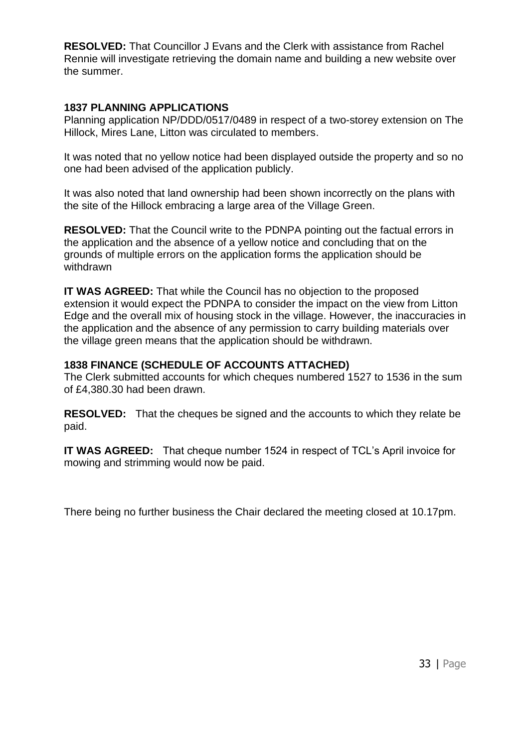**RESOLVED:** That Councillor J Evans and the Clerk with assistance from Rachel Rennie will investigate retrieving the domain name and building a new website over the summer.

**1837 PLANNING APPLICATIONS**

Planning application NP/DDD/0517/0489 in respect of a two-storey extension on The Hillock, Mires Lane, Litton was circulated to members.

It was noted that no yellow notice had been displayed outside the property and so no one had been advised of the application publicly.

It was also noted that land ownership had been shown incorrectly on the plans with the site of the Hillock embracing a large area of the Village Green.

**RESOLVED:** That the Council write to the PDNPA pointing out the factual errors in the application and the absence of a yellow notice and concluding that on the grounds of multiple errors on the application forms the application should be withdrawn

**IT WAS AGREED:** That while the Council has no objection to the proposed extension it would expect the PDNPA to consider the impact on the view from Litton Edge and the overall mix of housing stock in the village. However, the inaccuracies in the application and the absence of any permission to carry building materials over the village green means that the application should be withdrawn.

**1838 FINANCE (SCHEDULE OF ACCOUNTS ATTACHED)**

The Clerk submitted accounts for which cheques numbered 1527 to 1536 in the sum of £4,380.30 had been drawn.

**RESOLVED:** That the cheques be signed and the accounts to which they relate be paid.

**IT WAS AGREED:** That cheque number 1524 in respect of TCL's April invoice for mowing and strimming would now be paid.

There being no further business the Chair declared the meeting closed at 10.17pm.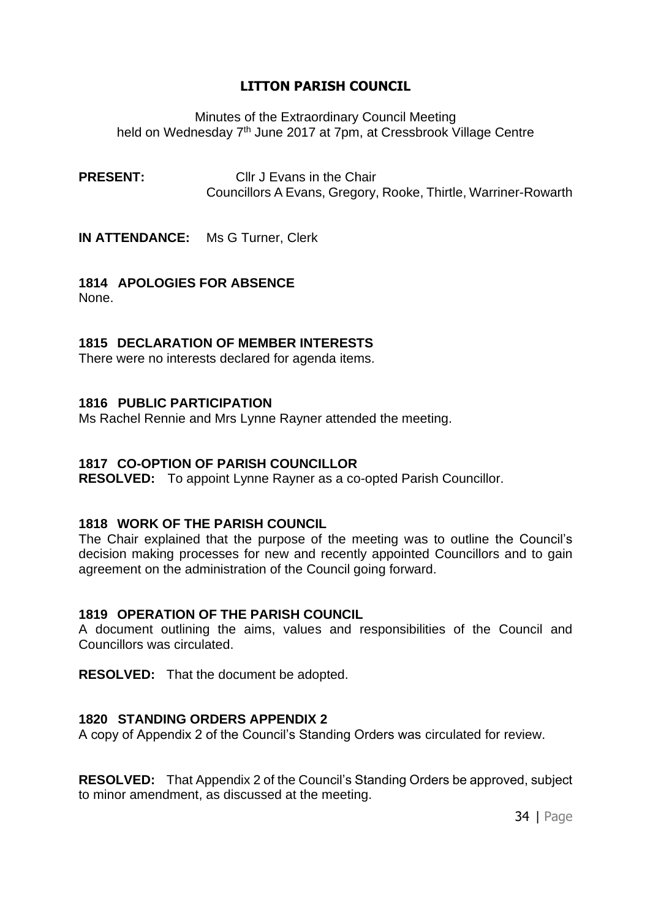# LITTON PARISH COUNCIL

Minutes of the Extraordinary Council Meeting held on Wednesday 7th June 2017 at 7pm, at Cressbrook Village Centre

**PRESENT:** Cllr J Evans in the Chair
Councillors A Evans, Gregory, Rooke, Thirtle, Warriner-Rowarth

**IN ATTENDANCE:** Ms G Turner, Clerk

## 1814 APOLOGIES FOR ABSENCE

None.

## 1815 DECLARATION OF MEMBER INTERESTS

There were no interests declared for agenda items.

## 1816 PUBLIC PARTICIPATION

Ms Rachel Rennie and Mrs Lynne Rayner attended the meeting.

## 1817 CO-OPTION OF PARISH COUNCILLOR

**RESOLVED:** To appoint Lynne Rayner as a co-opted Parish Councillor.

## 1818 WORK OF THE PARISH COUNCIL

The Chair explained that the purpose of the meeting was to outline the Council's decision making processes for new and recently appointed Councillors and to gain agreement on the administration of the Council going forward.

## 1819 OPERATION OF THE PARISH COUNCIL

A document outlining the aims, values and responsibilities of the Council and Councillors was circulated.

**RESOLVED:** That the document be adopted.

## 1820 STANDING ORDERS APPENDIX 2

A copy of Appendix 2 of the Council's Standing Orders was circulated for review.

**RESOLVED:** That Appendix 2 of the Council's Standing Orders be approved, subject to minor amendment, as discussed at the meeting.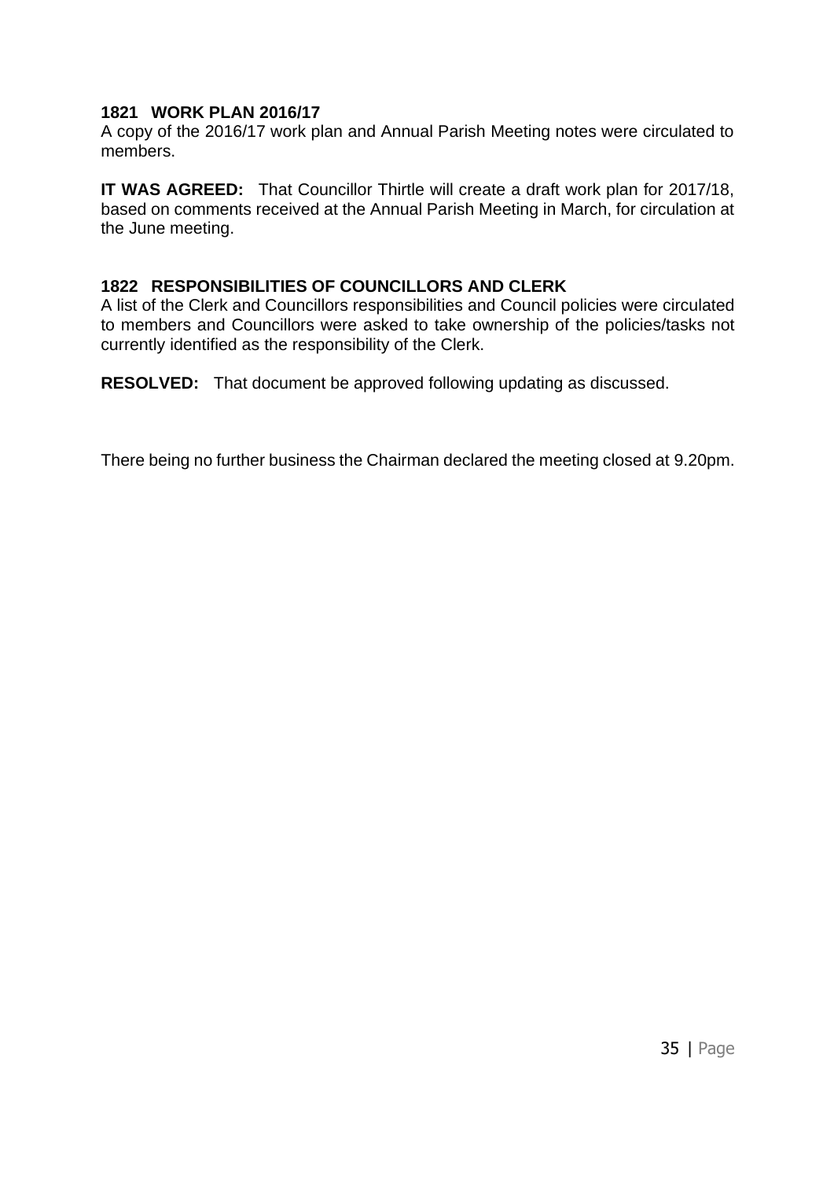### 1821 WORK PLAN 2016/17

A copy of the 2016/17 work plan and Annual Parish Meeting notes were circulated to members.

**IT WAS AGREED:** That Councillor Thirtle will create a draft work plan for 2017/18, based on comments received at the Annual Parish Meeting in March, for circulation at the June meeting.

### 1822 RESPONSIBILITIES OF COUNCILLORS AND CLERK

A list of the Clerk and Councillors responsibilities and Council policies were circulated to members and Councillors were asked to take ownership of the policies/tasks not currently identified as the responsibility of the Clerk.

**RESOLVED:** That document be approved following updating as discussed.

There being no further business the Chairman declared the meeting closed at 9.20pm.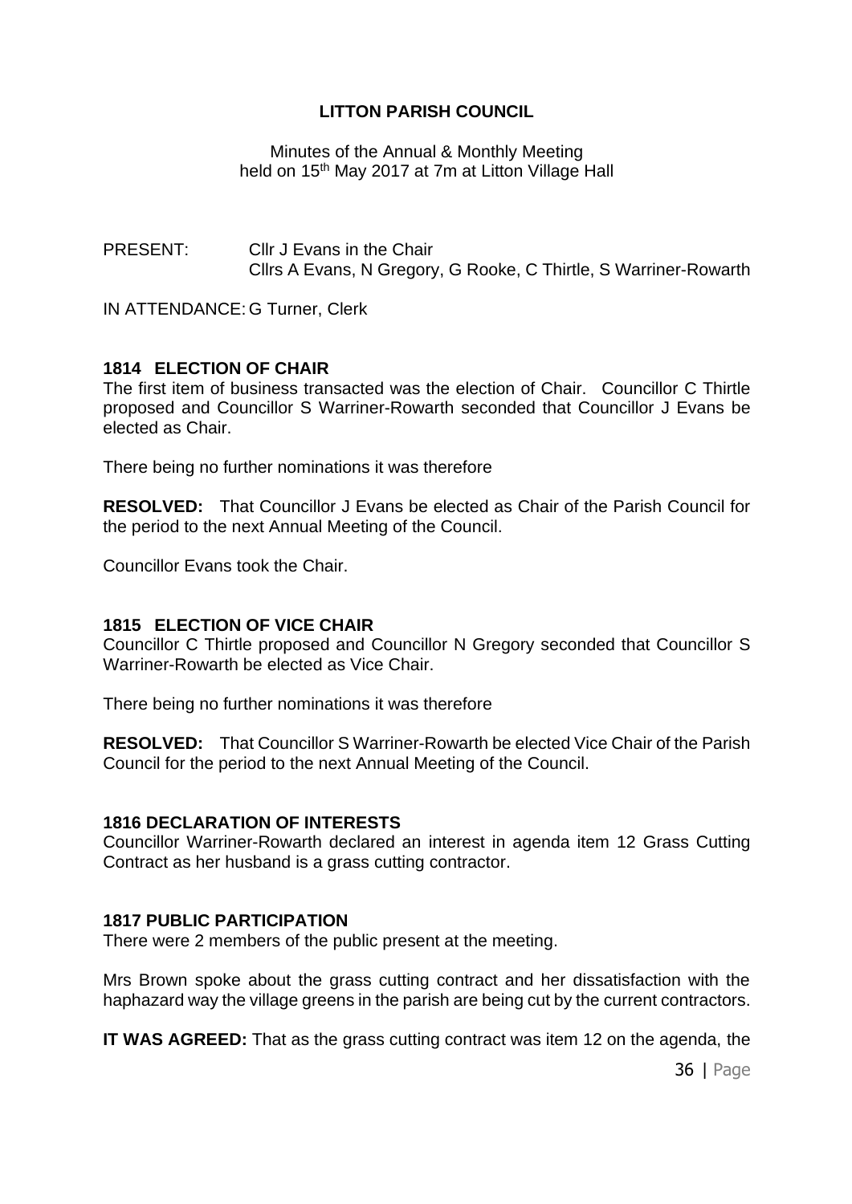**LITTON PARISH COUNCIL**

Minutes of the Annual & Monthly Meeting
held on 15th May 2017 at 7m at Litton Village Hall

PRESENT: Cllr J Evans in the Chair
Cllrs A Evans, N Gregory, G Rooke, C Thirtle, S Warriner-Rowarth

IN ATTENDANCE: G Turner, Clerk

**1814 ELECTION OF CHAIR**

The first item of business transacted was the election of Chair. Councillor C Thirtle proposed and Councillor S Warriner-Rowarth seconded that Councillor J Evans be elected as Chair.

There being no further nominations it was therefore

**RESOLVED:** That Councillor J Evans be elected as Chair of the Parish Council for the period to the next Annual Meeting of the Council.

Councillor Evans took the Chair.

**1815 ELECTION OF VICE CHAIR**

Councillor C Thirtle proposed and Councillor N Gregory seconded that Councillor S Warriner-Rowarth be elected as Vice Chair.

There being no further nominations it was therefore

**RESOLVED:** That Councillor S Warriner-Rowarth be elected Vice Chair of the Parish Council for the period to the next Annual Meeting of the Council.

**1816 DECLARATION OF INTERESTS**

Councillor Warriner-Rowarth declared an interest in agenda item 12 Grass Cutting Contract as her husband is a grass cutting contractor.

**1817 PUBLIC PARTICIPATION**

There were 2 members of the public present at the meeting.

Mrs Brown spoke about the grass cutting contract and her dissatisfaction with the haphazard way the village greens in the parish are being cut by the current contractors.

**IT WAS AGREED:** That as the grass cutting contract was item 12 on the agenda, the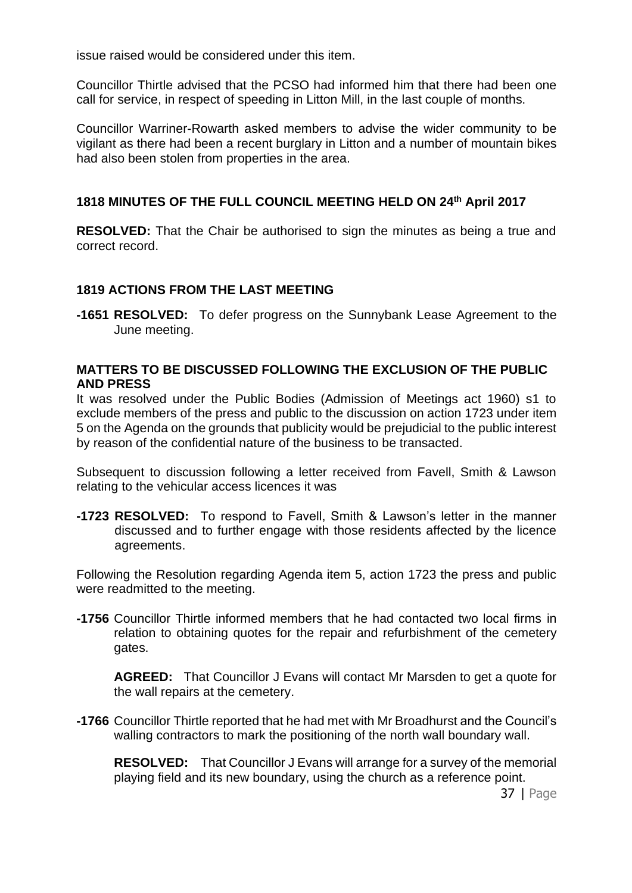issue raised would be considered under this item.

Councillor Thirtle advised that the PCSO had informed him that there had been one call for service, in respect of speeding in Litton Mill, in the last couple of months.

Councillor Warriner-Rowarth asked members to advise the wider community to be vigilant as there had been a recent burglary in Litton and a number of mountain bikes had also been stolen from properties in the area.

### 1818 MINUTES OF THE FULL COUNCIL MEETING HELD ON 24th April 2017

**RESOLVED:** That the Chair be authorised to sign the minutes as being a true and correct record.

### 1819 ACTIONS FROM THE LAST MEETING

**-1651 RESOLVED:** To defer progress on the Sunnybank Lease Agreement to the June meeting.

#### MATTERS TO BE DISCUSSED FOLLOWING THE EXCLUSION OF THE PUBLIC AND PRESS

It was resolved under the Public Bodies (Admission of Meetings act 1960) s1 to exclude members of the press and public to the discussion on action 1723 under item 5 on the Agenda on the grounds that publicity would be prejudicial to the public interest by reason of the confidential nature of the business to be transacted.

Subsequent to discussion following a letter received from Favell, Smith & Lawson relating to the vehicular access licences it was

**-1723 RESOLVED:** To respond to Favell, Smith & Lawson's letter in the manner discussed and to further engage with those residents affected by the licence agreements.

Following the Resolution regarding Agenda item 5, action 1723 the press and public were readmitted to the meeting.

**-1756** Councillor Thirtle informed members that he had contacted two local firms in relation to obtaining quotes for the repair and refurbishment of the cemetery gates.

**AGREED:** That Councillor J Evans will contact Mr Marsden to get a quote for the wall repairs at the cemetery.

**-1766** Councillor Thirtle reported that he had met with Mr Broadhurst and the Council's walling contractors to mark the positioning of the north wall boundary wall.

**RESOLVED:** That Councillor J Evans will arrange for a survey of the memorial playing field and its new boundary, using the church as a reference point.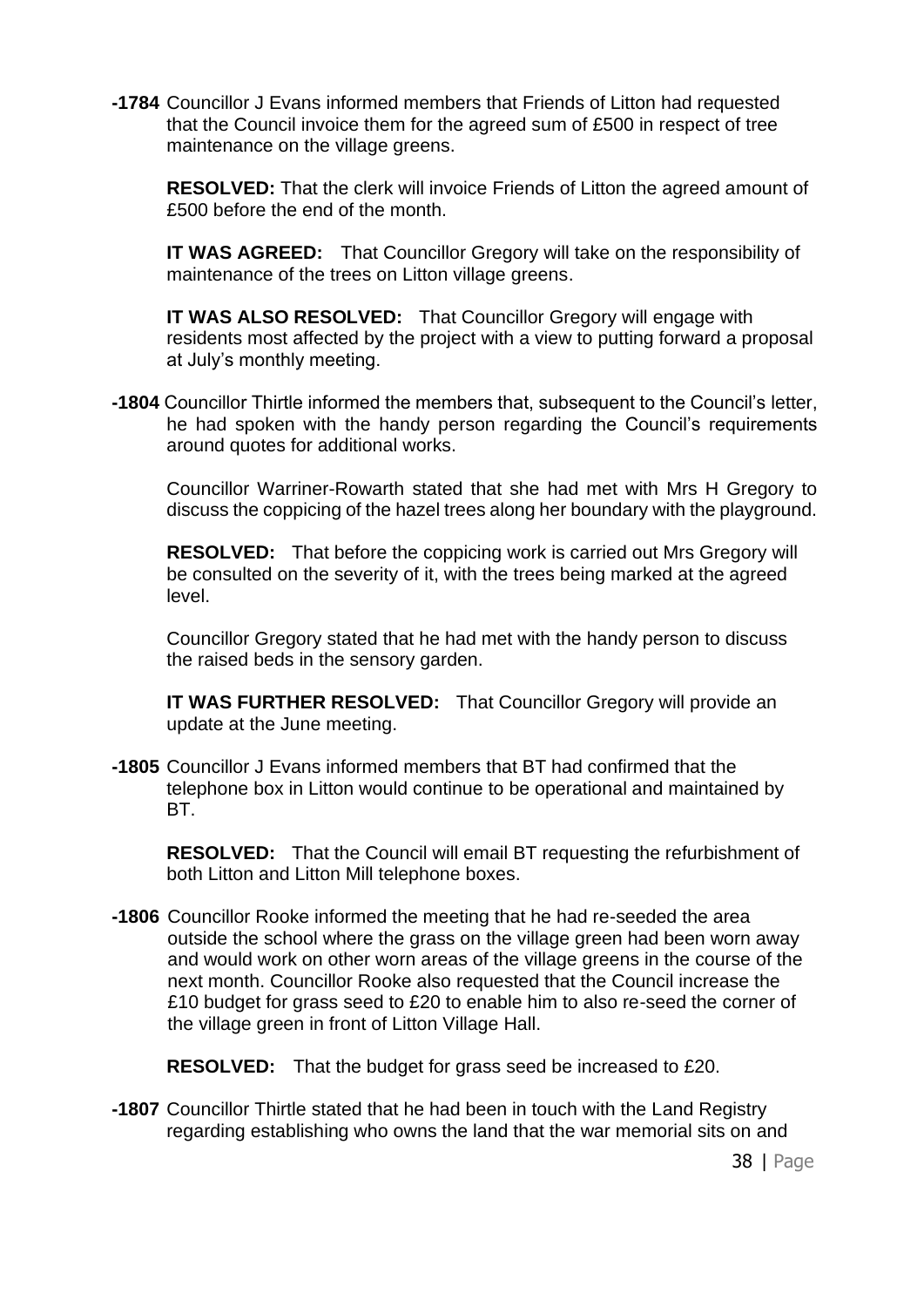**-1784** Councillor J Evans informed members that Friends of Litton had requested that the Council invoice them for the agreed sum of £500 in respect of tree maintenance on the village greens.

**RESOLVED:** That the clerk will invoice Friends of Litton the agreed amount of £500 before the end of the month.

**IT WAS AGREED:** That Councillor Gregory will take on the responsibility of maintenance of the trees on Litton village greens.

**IT WAS ALSO RESOLVED:** That Councillor Gregory will engage with residents most affected by the project with a view to putting forward a proposal at July's monthly meeting.

**-1804** Councillor Thirtle informed the members that, subsequent to the Council's letter, he had spoken with the handy person regarding the Council's requirements around quotes for additional works.

Councillor Warriner-Rowarth stated that she had met with Mrs H Gregory to discuss the coppicing of the hazel trees along her boundary with the playground.

**RESOLVED:** That before the coppicing work is carried out Mrs Gregory will be consulted on the severity of it, with the trees being marked at the agreed level.

Councillor Gregory stated that he had met with the handy person to discuss the raised beds in the sensory garden.

**IT WAS FURTHER RESOLVED:** That Councillor Gregory will provide an update at the June meeting.

**-1805** Councillor J Evans informed members that BT had confirmed that the telephone box in Litton would continue to be operational and maintained by BT.

**RESOLVED:** That the Council will email BT requesting the refurbishment of both Litton and Litton Mill telephone boxes.

**-1806** Councillor Rooke informed the meeting that he had re-seeded the area outside the school where the grass on the village green had been worn away and would work on other worn areas of the village greens in the course of the next month. Councillor Rooke also requested that the Council increase the £10 budget for grass seed to £20 to enable him to also re-seed the corner of the village green in front of Litton Village Hall.

**RESOLVED:** That the budget for grass seed be increased to £20.

**-1807** Councillor Thirtle stated that he had been in touch with the Land Registry regarding establishing who owns the land that the war memorial sits on and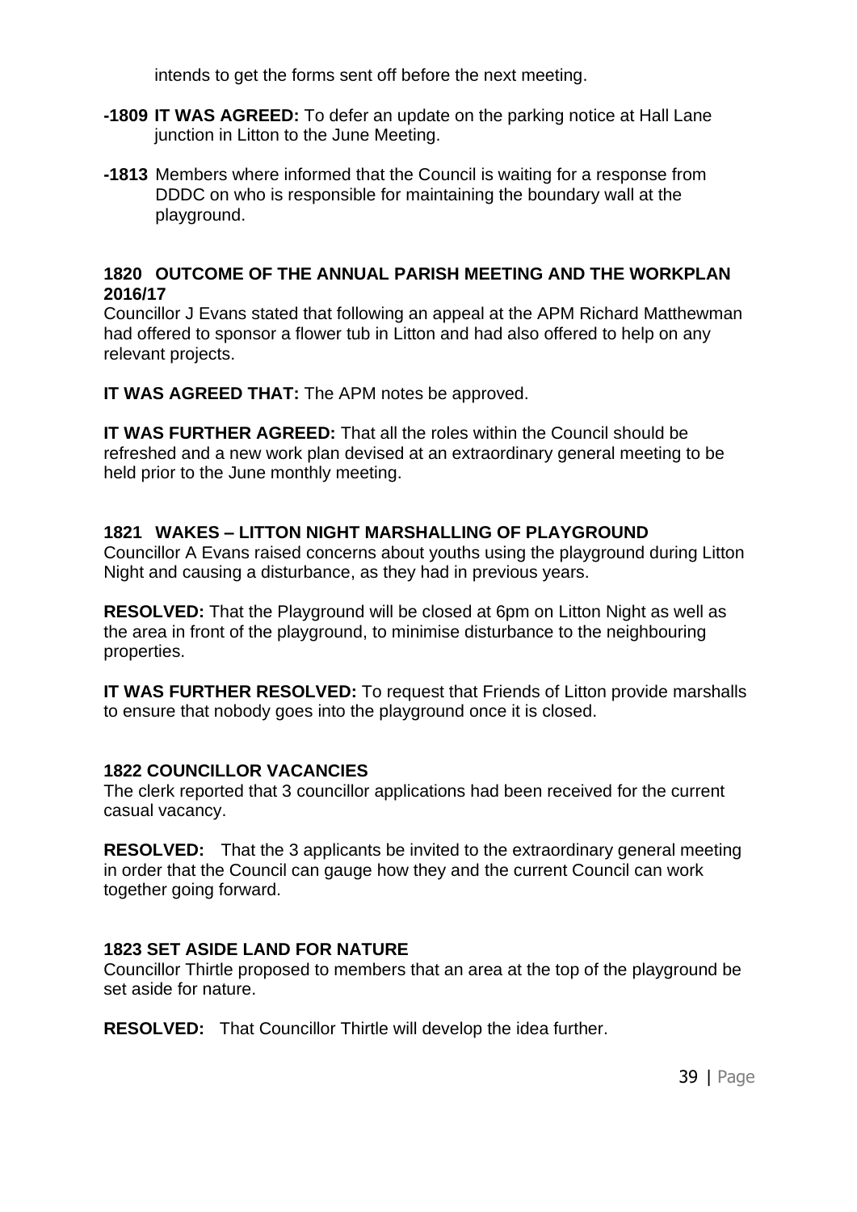intends to get the forms sent off before the next meeting.

**-1809 IT WAS AGREED:** To defer an update on the parking notice at Hall Lane junction in Litton to the June Meeting.

**-1813** Members where informed that the Council is waiting for a response from DDDC on who is responsible for maintaining the boundary wall at the playground.

**1820 OUTCOME OF THE ANNUAL PARISH MEETING AND THE WORKPLAN 2016/17**

Councillor J Evans stated that following an appeal at the APM Richard Matthewman had offered to sponsor a flower tub in Litton and had also offered to help on any relevant projects.

**IT WAS AGREED THAT:** The APM notes be approved.

**IT WAS FURTHER AGREED:** That all the roles within the Council should be refreshed and a new work plan devised at an extraordinary general meeting to be held prior to the June monthly meeting.

**1821 WAKES – LITTON NIGHT MARSHALLING OF PLAYGROUND**

Councillor A Evans raised concerns about youths using the playground during Litton Night and causing a disturbance, as they had in previous years.

**RESOLVED:** That the Playground will be closed at 6pm on Litton Night as well as the area in front of the playground, to minimise disturbance to the neighbouring properties.

**IT WAS FURTHER RESOLVED:** To request that Friends of Litton provide marshalls to ensure that nobody goes into the playground once it is closed.

**1822 COUNCILLOR VACANCIES**

The clerk reported that 3 councillor applications had been received for the current casual vacancy.

**RESOLVED:** That the 3 applicants be invited to the extraordinary general meeting in order that the Council can gauge how they and the current Council can work together going forward.

**1823 SET ASIDE LAND FOR NATURE**

Councillor Thirtle proposed to members that an area at the top of the playground be set aside for nature.

**RESOLVED:** That Councillor Thirtle will develop the idea further.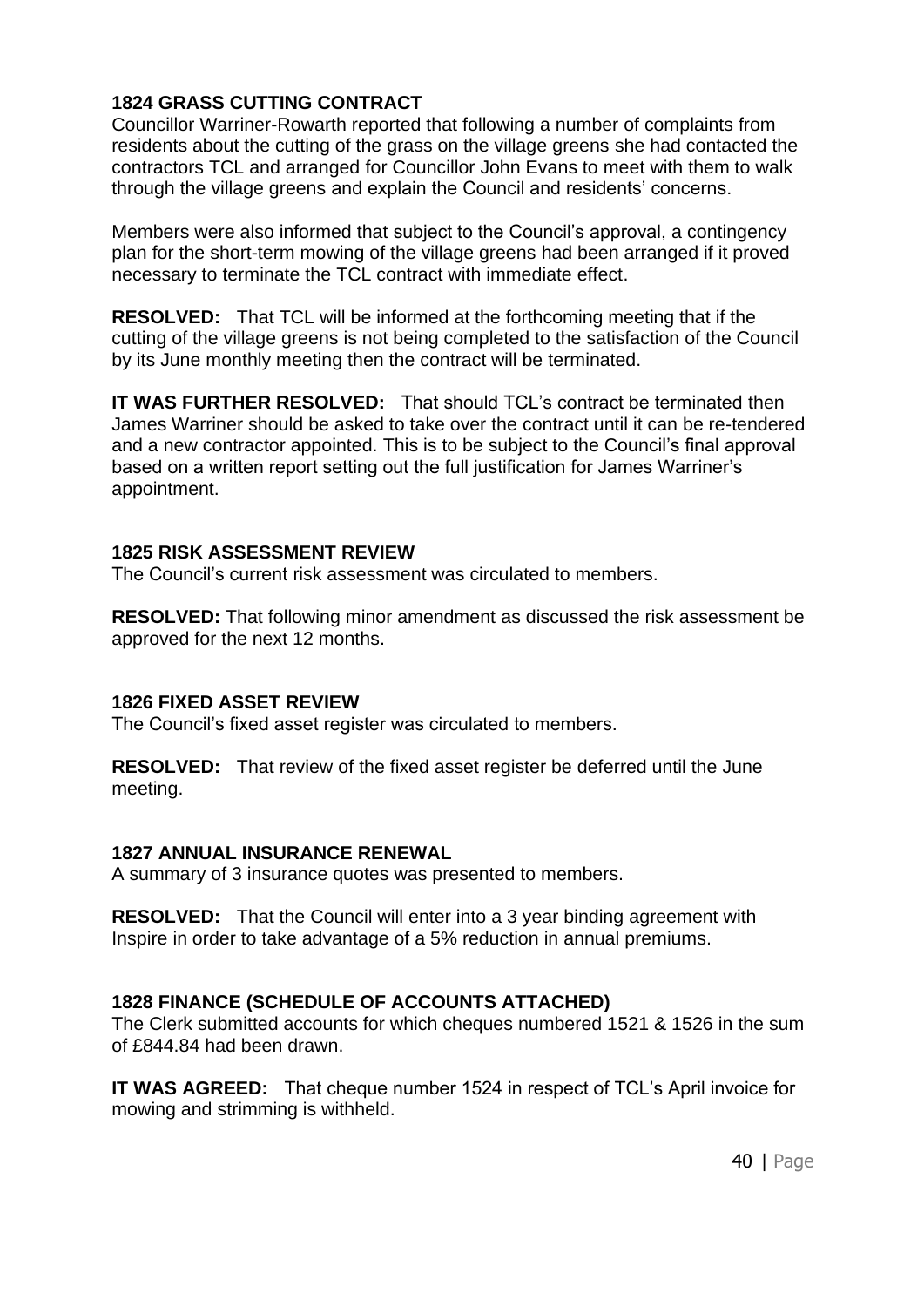### 1824 GRASS CUTTING CONTRACT

Councillor Warriner-Rowarth reported that following a number of complaints from residents about the cutting of the grass on the village greens she had contacted the contractors TCL and arranged for Councillor John Evans to meet with them to walk through the village greens and explain the Council and residents' concerns.

Members were also informed that subject to the Council's approval, a contingency plan for the short-term mowing of the village greens had been arranged if it proved necessary to terminate the TCL contract with immediate effect.

**RESOLVED:** That TCL will be informed at the forthcoming meeting that if the cutting of the village greens is not being completed to the satisfaction of the Council by its June monthly meeting then the contract will be terminated.

**IT WAS FURTHER RESOLVED:** That should TCL's contract be terminated then James Warriner should be asked to take over the contract until it can be re-tendered and a new contractor appointed. This is to be subject to the Council's final approval based on a written report setting out the full justification for James Warriner's appointment.

### 1825 RISK ASSESSMENT REVIEW

The Council's current risk assessment was circulated to members.

**RESOLVED:** That following minor amendment as discussed the risk assessment be approved for the next 12 months.

### 1826 FIXED ASSET REVIEW

The Council's fixed asset register was circulated to members.

**RESOLVED:** That review of the fixed asset register be deferred until the June meeting.

### 1827 ANNUAL INSURANCE RENEWAL

A summary of 3 insurance quotes was presented to members.

**RESOLVED:** That the Council will enter into a 3 year binding agreement with Inspire in order to take advantage of a 5% reduction in annual premiums.

### 1828 FINANCE (SCHEDULE OF ACCOUNTS ATTACHED)

The Clerk submitted accounts for which cheques numbered 1521 & 1526 in the sum of £844.84 had been drawn.

**IT WAS AGREED:** That cheque number 1524 in respect of TCL's April invoice for mowing and strimming is withheld.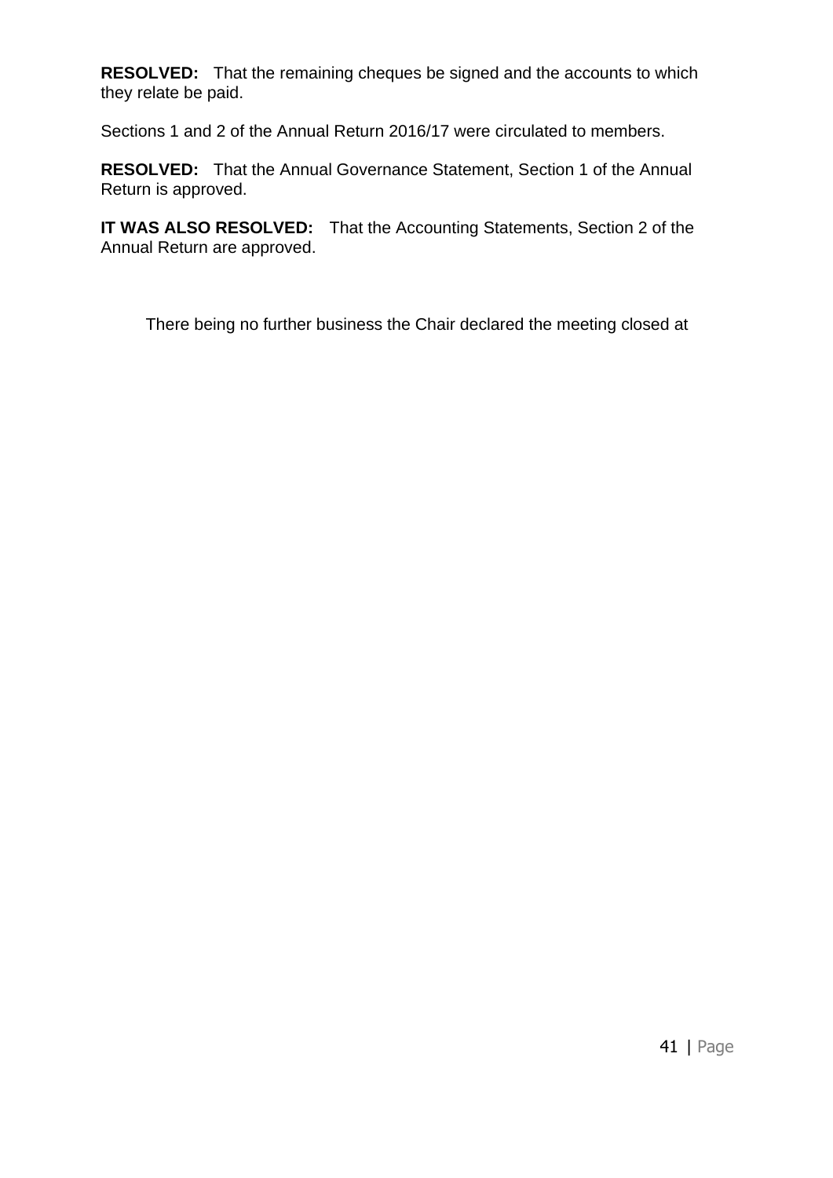**RESOLVED:** That the remaining cheques be signed and the accounts to which they relate be paid.

Sections 1 and 2 of the Annual Return 2016/17 were circulated to members.

**RESOLVED:** That the Annual Governance Statement, Section 1 of the Annual Return is approved.

**IT WAS ALSO RESOLVED:** That the Accounting Statements, Section 2 of the Annual Return are approved.

There being no further business the Chair declared the meeting closed at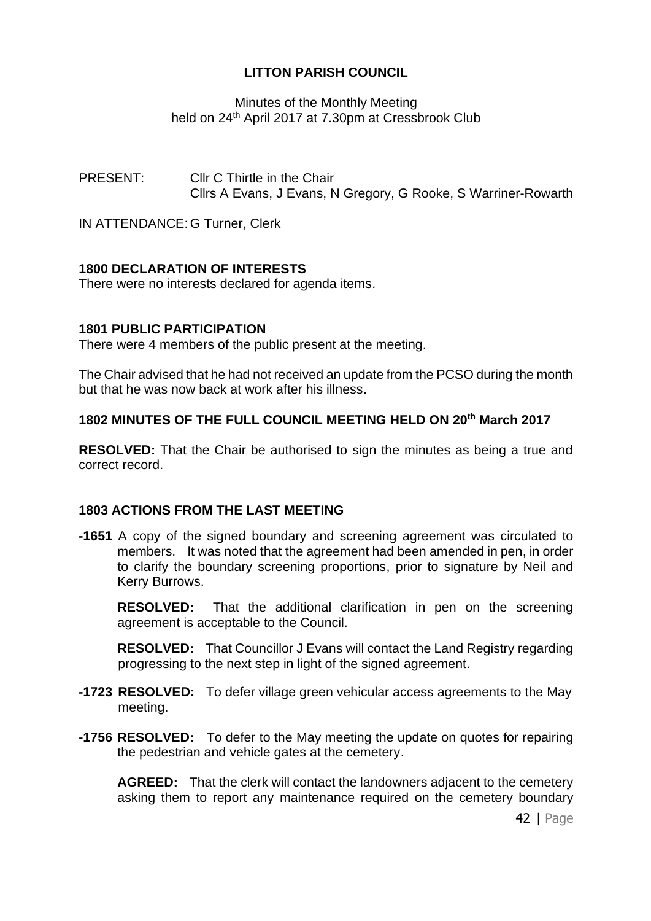# LITTON PARISH COUNCIL

Minutes of the Monthly Meeting
held on 24th April 2017 at 7.30pm at Cressbrook Club

PRESENT: Cllr C Thirtle in the Chair
Cllrs A Evans, J Evans, N Gregory, G Rooke, S Warriner-Rowarth

IN ATTENDANCE: G Turner, Clerk

**1800 DECLARATION OF INTERESTS**

There were no interests declared for agenda items.

**1801 PUBLIC PARTICIPATION**

There were 4 members of the public present at the meeting.

The Chair advised that he had not received an update from the PCSO during the month but that he was now back at work after his illness.

**1802 MINUTES OF THE FULL COUNCIL MEETING HELD ON 20th March 2017**

**RESOLVED:** That the Chair be authorised to sign the minutes as being a true and correct record.

**1803 ACTIONS FROM THE LAST MEETING**

**-1651** A copy of the signed boundary and screening agreement was circulated to members. It was noted that the agreement had been amended in pen, in order to clarify the boundary screening proportions, prior to signature by Neil and Kerry Burrows.

**RESOLVED:** That the additional clarification in pen on the screening agreement is acceptable to the Council.

**RESOLVED:** That Councillor J Evans will contact the Land Registry regarding progressing to the next step in light of the signed agreement.

**-1723 RESOLVED:** To defer village green vehicular access agreements to the May meeting.

**-1756 RESOLVED:** To defer to the May meeting the update on quotes for repairing the pedestrian and vehicle gates at the cemetery.

**AGREED:** That the clerk will contact the landowners adjacent to the cemetery asking them to report any maintenance required on the cemetery boundary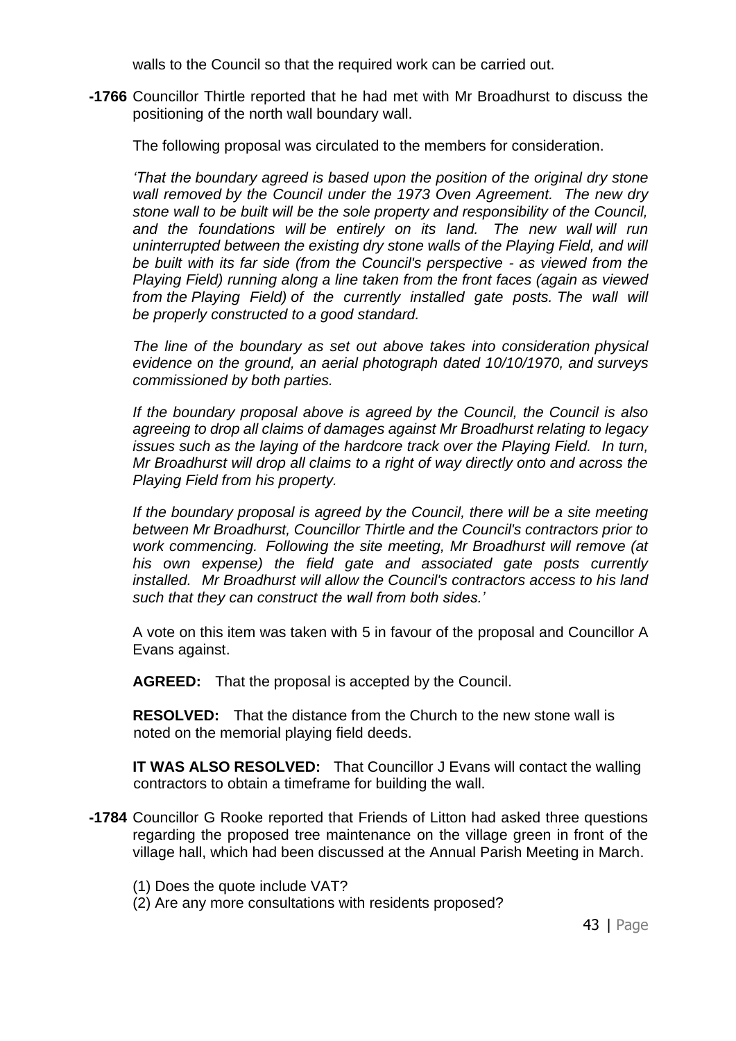walls to the Council so that the required work can be carried out.

**-1766** Councillor Thirtle reported that he had met with Mr Broadhurst to discuss the positioning of the north wall boundary wall.

The following proposal was circulated to the members for consideration.

*'That the boundary agreed is based upon the position of the original dry stone wall removed by the Council under the 1973 Oven Agreement. The new dry stone wall to be built will be the sole property and responsibility of the Council, and the foundations will be entirely on its land. The new wall will run uninterrupted between the existing dry stone walls of the Playing Field, and will be built with its far side (from the Council's perspective - as viewed from the Playing Field) running along a line taken from the front faces (again as viewed from the Playing Field) of the currently installed gate posts. The wall will be properly constructed to a good standard.*

*The line of the boundary as set out above takes into consideration physical evidence on the ground, an aerial photograph dated 10/10/1970, and surveys commissioned by both parties.*

*If the boundary proposal above is agreed by the Council, the Council is also agreeing to drop all claims of damages against Mr Broadhurst relating to legacy issues such as the laying of the hardcore track over the Playing Field. In turn, Mr Broadhurst will drop all claims to a right of way directly onto and across the Playing Field from his property.*

*If the boundary proposal is agreed by the Council, there will be a site meeting between Mr Broadhurst, Councillor Thirtle and the Council's contractors prior to work commencing. Following the site meeting, Mr Broadhurst will remove (at his own expense) the field gate and associated gate posts currently installed. Mr Broadhurst will allow the Council's contractors access to his land such that they can construct the wall from both sides.'*

A vote on this item was taken with 5 in favour of the proposal and Councillor A Evans against.

**AGREED:** That the proposal is accepted by the Council.

**RESOLVED:** That the distance from the Church to the new stone wall is noted on the memorial playing field deeds.

**IT WAS ALSO RESOLVED:** That Councillor J Evans will contact the walling contractors to obtain a timeframe for building the wall.

**-1784** Councillor G Rooke reported that Friends of Litton had asked three questions regarding the proposed tree maintenance on the village green in front of the village hall, which had been discussed at the Annual Parish Meeting in March.

(1) Does the quote include VAT?
(2) Are any more consultations with residents proposed?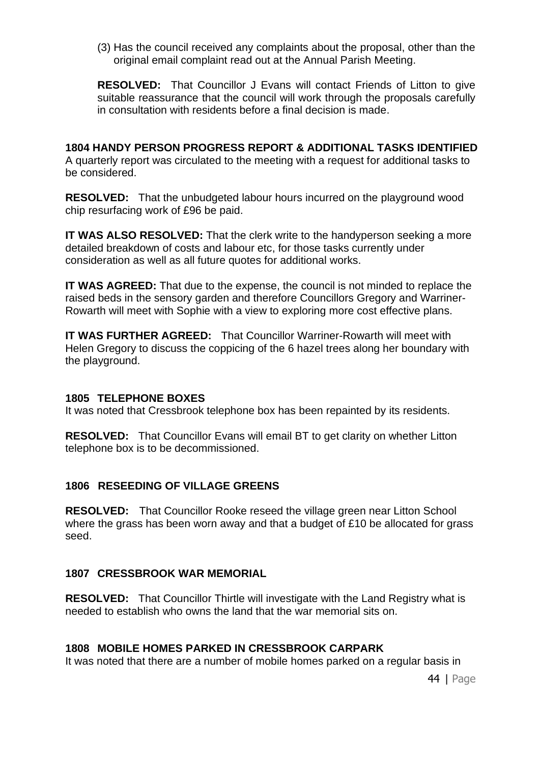(3) Has the council received any complaints about the proposal, other than the original email complaint read out at the Annual Parish Meeting.

**RESOLVED:** That Councillor J Evans will contact Friends of Litton to give suitable reassurance that the council will work through the proposals carefully in consultation with residents before a final decision is made.

**1804 HANDY PERSON PROGRESS REPORT & ADDITIONAL TASKS IDENTIFIED**

A quarterly report was circulated to the meeting with a request for additional tasks to be considered.

**RESOLVED:** That the unbudgeted labour hours incurred on the playground wood chip resurfacing work of £96 be paid.

**IT WAS ALSO RESOLVED:** That the clerk write to the handyperson seeking a more detailed breakdown of costs and labour etc, for those tasks currently under consideration as well as all future quotes for additional works.

**IT WAS AGREED:** That due to the expense, the council is not minded to replace the raised beds in the sensory garden and therefore Councillors Gregory and Warriner-Rowarth will meet with Sophie with a view to exploring more cost effective plans.

**IT WAS FURTHER AGREED:** That Councillor Warriner-Rowarth will meet with Helen Gregory to discuss the coppicing of the 6 hazel trees along her boundary with the playground.

**1805 TELEPHONE BOXES**

It was noted that Cressbrook telephone box has been repainted by its residents.

**RESOLVED:** That Councillor Evans will email BT to get clarity on whether Litton telephone box is to be decommissioned.

**1806 RESEEDING OF VILLAGE GREENS**

**RESOLVED:** That Councillor Rooke reseed the village green near Litton School where the grass has been worn away and that a budget of £10 be allocated for grass seed.

**1807 CRESSBROOK WAR MEMORIAL**

**RESOLVED:** That Councillor Thirtle will investigate with the Land Registry what is needed to establish who owns the land that the war memorial sits on.

**1808 MOBILE HOMES PARKED IN CRESSBROOK CARPARK**

It was noted that there are a number of mobile homes parked on a regular basis in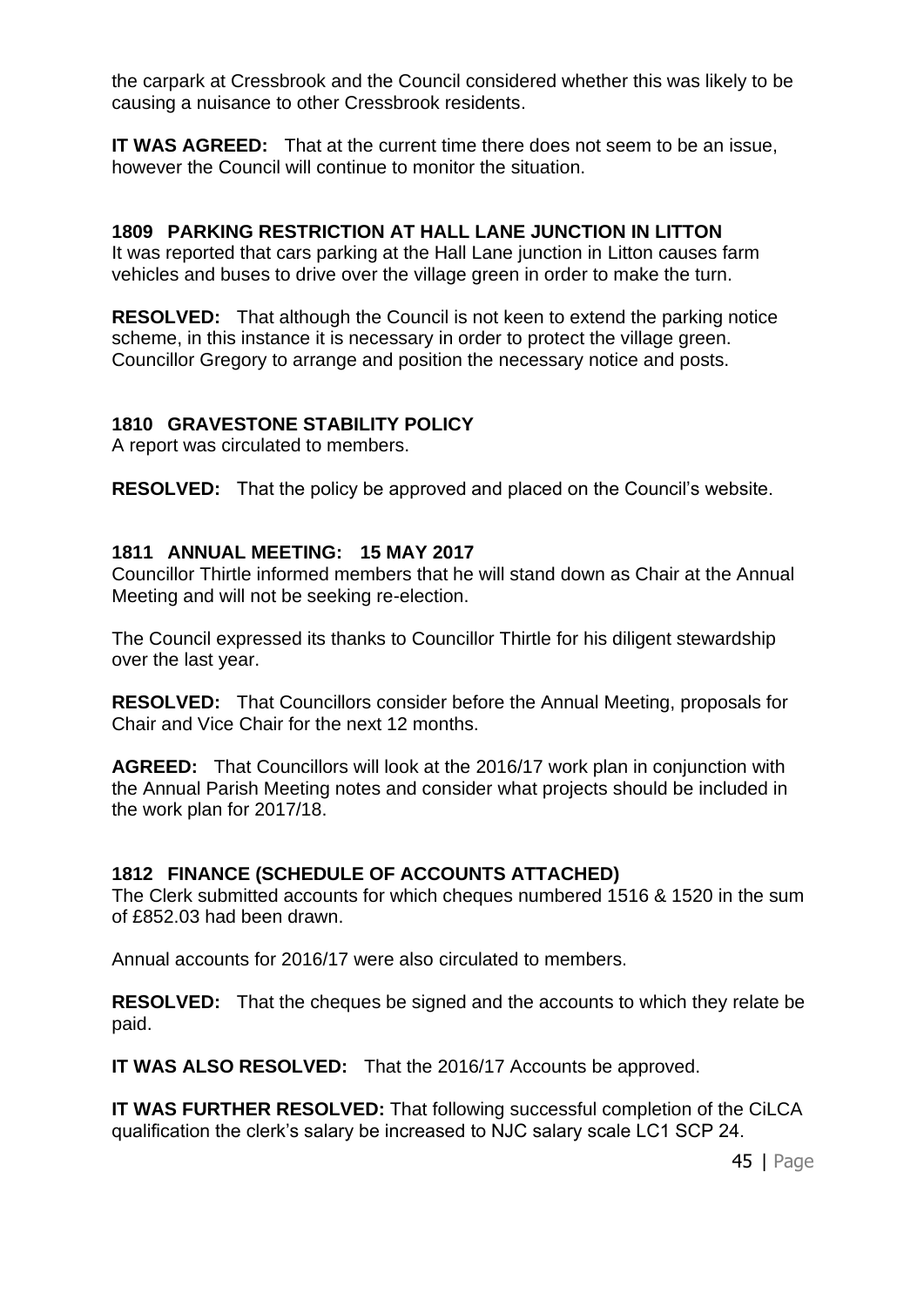the carpark at Cressbrook and the Council considered whether this was likely to be causing a nuisance to other Cressbrook residents.

**IT WAS AGREED:** That at the current time there does not seem to be an issue, however the Council will continue to monitor the situation.

## 1809 PARKING RESTRICTION AT HALL LANE JUNCTION IN LITTON

It was reported that cars parking at the Hall Lane junction in Litton causes farm vehicles and buses to drive over the village green in order to make the turn.

**RESOLVED:** That although the Council is not keen to extend the parking notice scheme, in this instance it is necessary in order to protect the village green. Councillor Gregory to arrange and position the necessary notice and posts.

## 1810 GRAVESTONE STABILITY POLICY

A report was circulated to members.

**RESOLVED:** That the policy be approved and placed on the Council's website.

## 1811 ANNUAL MEETING: 15 MAY 2017

Councillor Thirtle informed members that he will stand down as Chair at the Annual Meeting and will not be seeking re-election.

The Council expressed its thanks to Councillor Thirtle for his diligent stewardship over the last year.

**RESOLVED:** That Councillors consider before the Annual Meeting, proposals for Chair and Vice Chair for the next 12 months.

**AGREED:** That Councillors will look at the 2016/17 work plan in conjunction with the Annual Parish Meeting notes and consider what projects should be included in the work plan for 2017/18.

## 1812 FINANCE (SCHEDULE OF ACCOUNTS ATTACHED)

The Clerk submitted accounts for which cheques numbered 1516 & 1520 in the sum of £852.03 had been drawn.

Annual accounts for 2016/17 were also circulated to members.

**RESOLVED:** That the cheques be signed and the accounts to which they relate be paid.

**IT WAS ALSO RESOLVED:** That the 2016/17 Accounts be approved.

**IT WAS FURTHER RESOLVED:** That following successful completion of the CiLCA qualification the clerk's salary be increased to NJC salary scale LC1 SCP 24.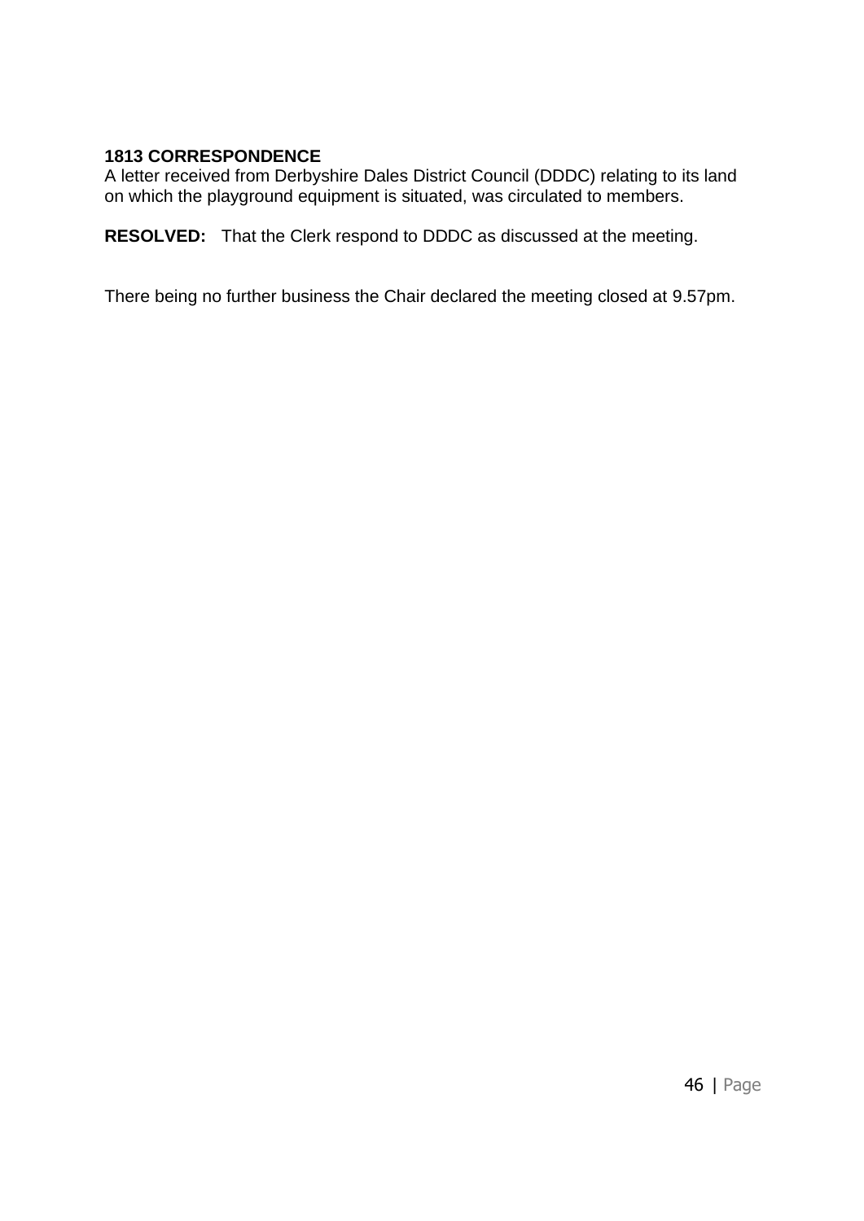**1813 CORRESPONDENCE**
A letter received from Derbyshire Dales District Council (DDDC) relating to its land on which the playground equipment is situated, was circulated to members.

**RESOLVED:** That the Clerk respond to DDDC as discussed at the meeting.

There being no further business the Chair declared the meeting closed at 9.57pm.